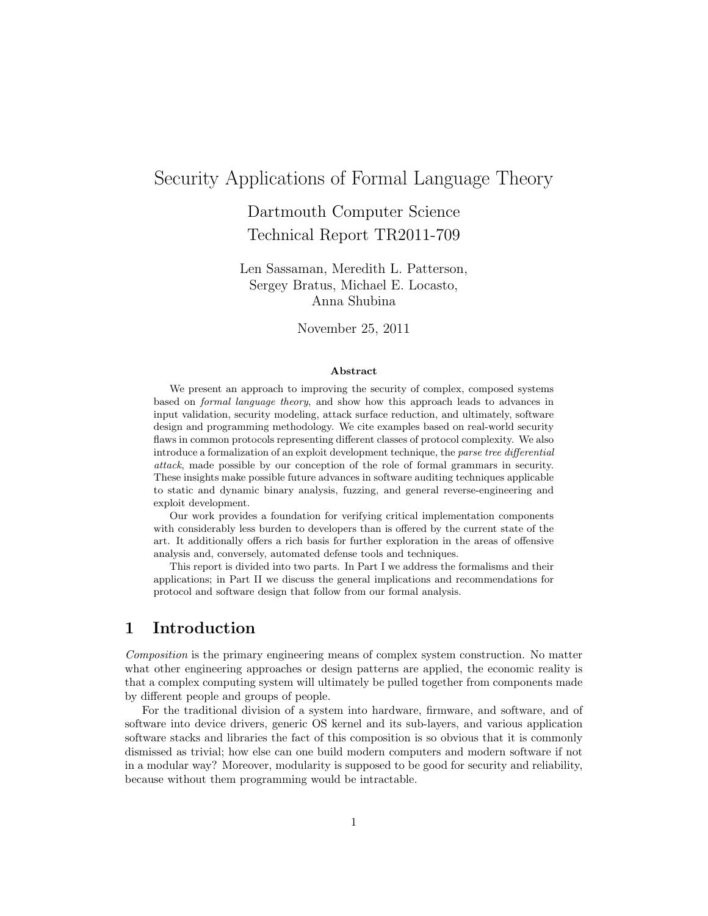# Security Applications of Formal Language Theory

Dartmouth Computer Science
Technical Report TR2011-709

Len Sassaman, Meredith L. Patterson,
Sergey Bratus, Michael E. Locasto,
Anna Shubina

November 25, 2011

**Abstract**

We present an approach to improving the security of complex, composed systems based on *formal language theory*, and show how this approach leads to advances in input validation, security modeling, attack surface reduction, and ultimately, software design and programming methodology. We cite examples based on real-world security flaws in common protocols representing different classes of protocol complexity. We also introduce a formalization of an exploit development technique, the *parse tree differential attack*, made possible by our conception of the role of formal grammars in security. These insights make possible future advances in software auditing techniques applicable to static and dynamic binary analysis, fuzzing, and general reverse-engineering and exploit development.

Our work provides a foundation for verifying critical implementation components with considerably less burden to developers than is offered by the current state of the art. It additionally offers a rich basis for further exploration in the areas of offensive analysis and, conversely, automated defense tools and techniques.

This report is divided into two parts. In Part I we address the formalisms and their applications; in Part II we discuss the general implications and recommendations for protocol and software design that follow from our formal analysis.

## 1 Introduction

*Composition* is the primary engineering means of complex system construction. No matter what other engineering approaches or design patterns are applied, the economic reality is that a complex computing system will ultimately be pulled together from components made by different people and groups of people.

For the traditional division of a system into hardware, firmware, and software, and of software into device drivers, generic OS kernel and its sub-layers, and various application software stacks and libraries the fact of this composition is so obvious that it is commonly dismissed as trivial; how else can one build modern computers and modern software if not in a modular way? Moreover, modularity is supposed to be good for security and reliability, because without them programming would be intractable.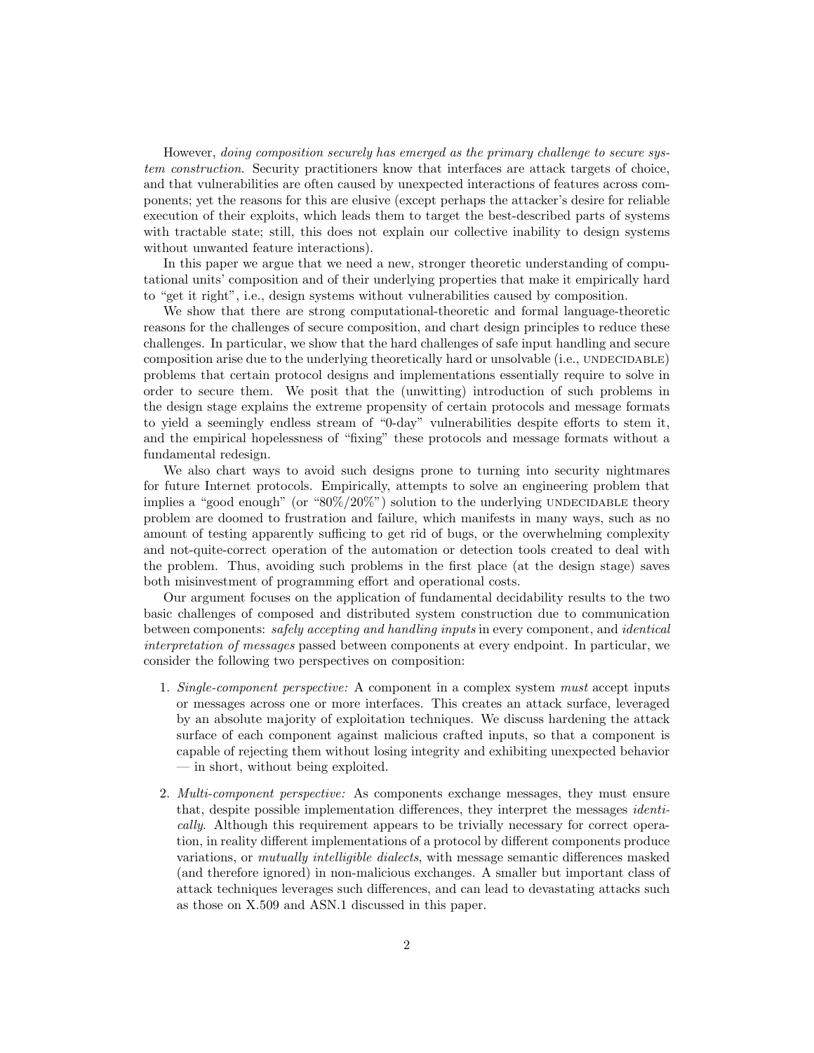However, *doing composition securely has emerged as the primary challenge to secure system construction*. Security practitioners know that interfaces are attack targets of choice, and that vulnerabilities are often caused by unexpected interactions of features across components; yet the reasons for this are elusive (except perhaps the attacker's desire for reliable execution of their exploits, which leads them to target the best-described parts of systems with tractable state; still, this does not explain our collective inability to design systems without unwanted feature interactions).

In this paper we argue that we need a new, stronger theoretic understanding of computational units' composition and of their underlying properties that make it empirically hard to "get it right", i.e., design systems without vulnerabilities caused by composition.

We show that there are strong computational-theoretic and formal language-theoretic reasons for the challenges of secure composition, and chart design principles to reduce these challenges. In particular, we show that the hard challenges of safe input handling and secure composition arise due to the underlying theoretically hard or unsolvable (i.e., UNDECIDABLE) problems that certain protocol designs and implementations essentially require to solve in order to secure them. We posit that the (unwitting) introduction of such problems in the design stage explains the extreme propensity of certain protocols and message formats to yield a seemingly endless stream of "0-day" vulnerabilities despite efforts to stem it, and the empirical hopelessness of "fixing" these protocols and message formats without a fundamental redesign.

We also chart ways to avoid such designs prone to turning into security nightmares for future Internet protocols. Empirically, attempts to solve an engineering problem that implies a "good enough" (or "80%/20%") solution to the underlying UNDECIDABLE theory problem are doomed to frustration and failure, which manifests in many ways, such as no amount of testing apparently sufficing to get rid of bugs, or the overwhelming complexity and not-quite-correct operation of the automation or detection tools created to deal with the problem. Thus, avoiding such problems in the first place (at the design stage) saves both misinvestment of programming effort and operational costs.

Our argument focuses on the application of fundamental decidability results to the two basic challenges of composed and distributed system construction due to communication between components: *safely accepting and handling inputs* in every component, and *identical interpretation of messages* passed between components at every endpoint. In particular, we consider the following two perspectives on composition:

1. *Single-component perspective:* A component in a complex system *must* accept inputs or messages across one or more interfaces. This creates an attack surface, leveraged by an absolute majority of exploitation techniques. We discuss hardening the attack surface of each component against malicious crafted inputs, so that a component is capable of rejecting them without losing integrity and exhibiting unexpected behavior — in short, without being exploited.

2. *Multi-component perspective:* As components exchange messages, they must ensure that, despite possible implementation differences, they interpret the messages *identically*. Although this requirement appears to be trivially necessary for correct operation, in reality different implementations of a protocol by different components produce variations, or *mutually intelligible dialects*, with message semantic differences masked (and therefore ignored) in non-malicious exchanges. A smaller but important class of attack techniques leverages such differences, and can lead to devastating attacks such as those on X.509 and ASN.1 discussed in this paper.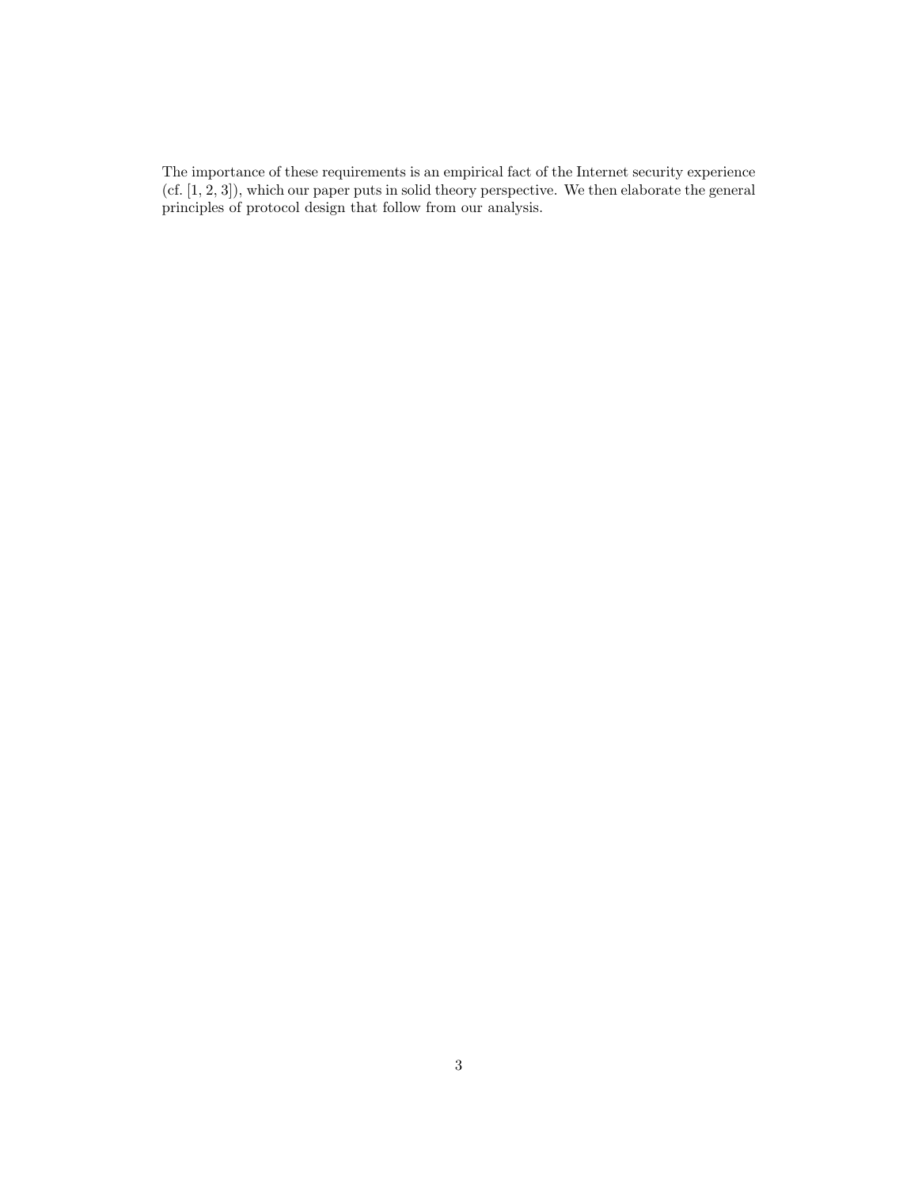The importance of these requirements is an empirical fact of the Internet security experience (cf. [1, 2, 3]), which our paper puts in solid theory perspective. We then elaborate the general principles of protocol design that follow from our analysis.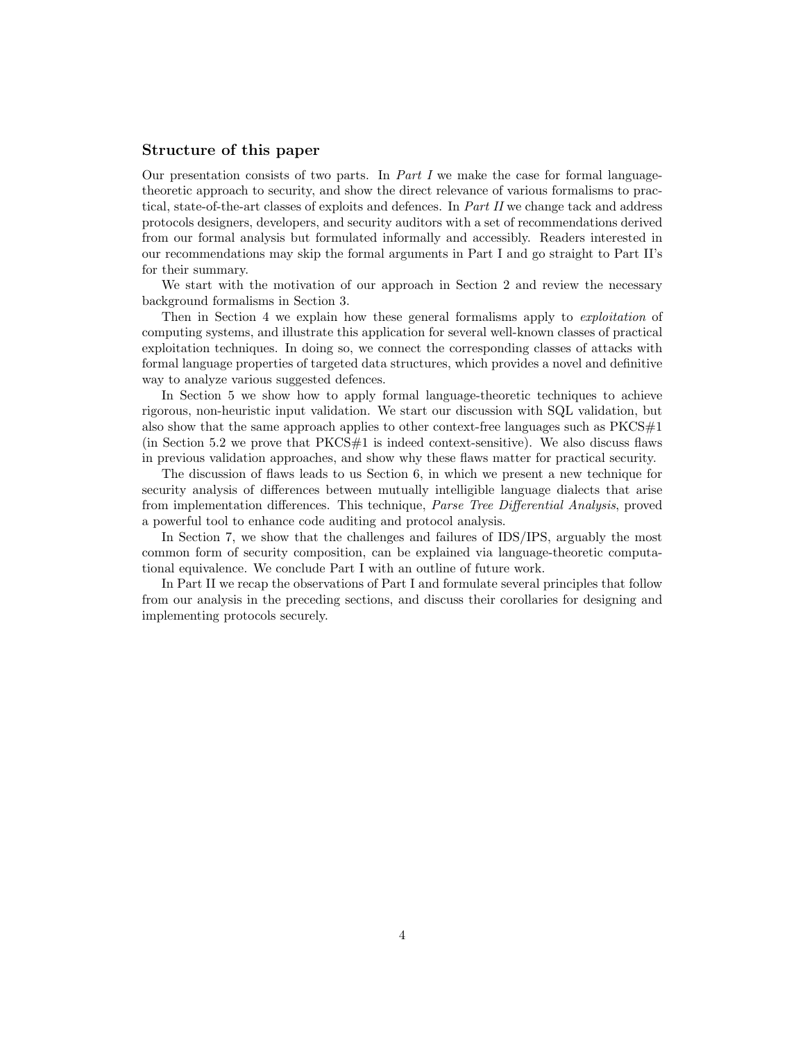### Structure of this paper

Our presentation consists of two parts. In *Part I* we make the case for formal language-theoretic approach to security, and show the direct relevance of various formalisms to practical, state-of-the-art classes of exploits and defences. In *Part II* we change tack and address protocols designers, developers, and security auditors with a set of recommendations derived from our formal analysis but formulated informally and accessibly. Readers interested in our recommendations may skip the formal arguments in Part I and go straight to Part II's for their summary.

We start with the motivation of our approach in Section 2 and review the necessary background formalisms in Section 3.

Then in Section 4 we explain how these general formalisms apply to *exploitation* of computing systems, and illustrate this application for several well-known classes of practical exploitation techniques. In doing so, we connect the corresponding classes of attacks with formal language properties of targeted data structures, which provides a novel and definitive way to analyze various suggested defences.

In Section 5 we show how to apply formal language-theoretic techniques to achieve rigorous, non-heuristic input validation. We start our discussion with SQL validation, but also show that the same approach applies to other context-free languages such as PKCS#1 (in Section 5.2 we prove that PKCS#1 is indeed context-sensitive). We also discuss flaws in previous validation approaches, and show why these flaws matter for practical security.

The discussion of flaws leads to us Section 6, in which we present a new technique for security analysis of differences between mutually intelligible language dialects that arise from implementation differences. This technique, *Parse Tree Differential Analysis*, proved a powerful tool to enhance code auditing and protocol analysis.

In Section 7, we show that the challenges and failures of IDS/IPS, arguably the most common form of security composition, can be explained via language-theoretic computational equivalence. We conclude Part I with an outline of future work.

In Part II we recap the observations of Part I and formulate several principles that follow from our analysis in the preceding sections, and discuss their corollaries for designing and implementing protocols securely.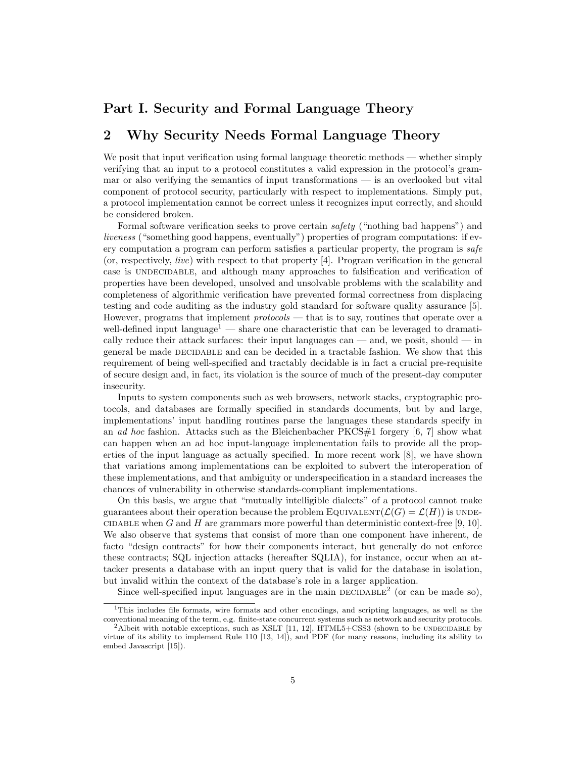# Part I. Security and Formal Language Theory

## 2 Why Security Needs Formal Language Theory

We posit that input verification using formal language theoretic methods — whether simply verifying that an input to a protocol constitutes a valid expression in the protocol's grammar or also verifying the semantics of input transformations — is an overlooked but vital component of protocol security, particularly with respect to implementations. Simply put, a protocol implementation cannot be correct unless it recognizes input correctly, and should be considered broken.

Formal software verification seeks to prove certain *safety* ("nothing bad happens") and *liveness* ("something good happens, eventually") properties of program computations: if every computation a program can perform satisfies a particular property, the program is *safe* (or, respectively, *live*) with respect to that property [4]. Program verification in the general case is UNDECIDABLE, and although many approaches to falsification and verification of properties have been developed, unsolved and unsolvable problems with the scalability and completeness of algorithmic verification have prevented formal correctness from displacing testing and code auditing as the industry gold standard for software quality assurance [5]. However, programs that implement *protocols* — that is to say, routines that operate over a well-defined input language[1] — share one characteristic that can be leveraged to dramatically reduce their attack surfaces: their input languages can — and, we posit, should — in general be made DECIDABLE and can be decided in a tractable fashion. We show that this requirement of being well-specified and tractably decidable is in fact a crucial pre-requisite of secure design and, in fact, its violation is the source of much of the present-day computer insecurity.

Inputs to system components such as web browsers, network stacks, cryptographic protocols, and databases are formally specified in standards documents, but by and large, implementations' input handling routines parse the languages these standards specify in an *ad hoc* fashion. Attacks such as the Bleichenbacher PKCS#1 forgery [6, 7] show what can happen when an ad hoc input-language implementation fails to provide all the properties of the input language as actually specified. In more recent work [8], we have shown that variations among implementations can be exploited to subvert the interoperation of these implementations, and that ambiguity or underspecification in a standard increases the chances of vulnerability in otherwise standards-compliant implementations.

On this basis, we argue that "mutually intelligible dialects" of a protocol cannot make guarantees about their operation because the problem EQUIVALENT$(\mathcal{L}(G) = \mathcal{L}(H))$ is UNDECIDABLE when $G$ and $H$ are grammars more powerful than deterministic context-free [9, 10]. We also observe that systems that consist of more than one component have inherent, de facto "design contracts" for how their components interact, but generally do not enforce these contracts; SQL injection attacks (hereafter SQLIA), for instance, occur when an attacker presents a database with an input query that is valid for the database in isolation, but invalid within the context of the database's role in a larger application.

Since well-specified input languages are in the main DECIDABLE[2] (or can be made so),

[1] This includes file formats, wire formats and other encodings, and scripting languages, as well as the conventional meaning of the term, e.g. finite-state concurrent systems such as network and security protocols.

[2] Albeit with notable exceptions, such as XSLT [11, 12], HTML5+CSS3 (shown to be UNDECIDABLE by virtue of its ability to implement Rule 110 [13, 14]), and PDF (for many reasons, including its ability to embed Javascript [15]).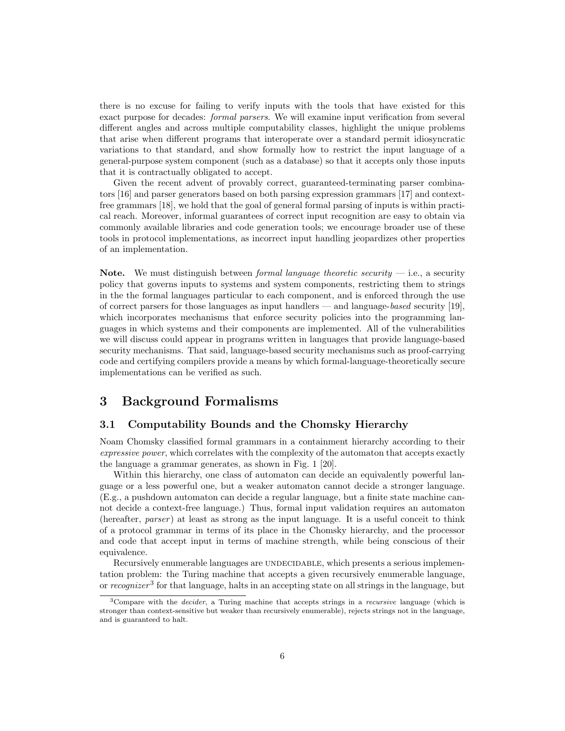there is no excuse for failing to verify inputs with the tools that have existed for this exact purpose for decades: *formal parsers*. We will examine input verification from several different angles and across multiple computability classes, highlight the unique problems that arise when different programs that interoperate over a standard permit idiosyncratic variations to that standard, and show formally how to restrict the input language of a general-purpose system component (such as a database) so that it accepts only those inputs that it is contractually obligated to accept.

Given the recent advent of provably correct, guaranteed-terminating parser combinators [16] and parser generators based on both parsing expression grammars [17] and context-free grammars [18], we hold that the goal of general formal parsing of inputs is within practical reach. Moreover, informal guarantees of correct input recognition are easy to obtain via commonly available libraries and code generation tools; we encourage broader use of these tools in protocol implementations, as incorrect input handling jeopardizes other properties of an implementation.

**Note.** We must distinguish between *formal language theoretic security* — i.e., a security policy that governs inputs to systems and system components, restricting them to strings in the the formal languages particular to each component, and is enforced through the use of correct parsers for those languages as input handlers — and language-*based* security [19], which incorporates mechanisms that enforce security policies into the programming languages in which systems and their components are implemented. All of the vulnerabilities we will discuss could appear in programs written in languages that provide language-based security mechanisms. That said, language-based security mechanisms such as proof-carrying code and certifying compilers provide a means by which formal-language-theoretically secure implementations can be verified as such.

# 3 Background Formalisms

## 3.1 Computability Bounds and the Chomsky Hierarchy

Noam Chomsky classified formal grammars in a containment hierarchy according to their *expressive power*, which correlates with the complexity of the automaton that accepts exactly the language a grammar generates, as shown in Fig. 1 [20].

Within this hierarchy, one class of automaton can decide an equivalently powerful language or a less powerful one, but a weaker automaton cannot decide a stronger language. (E.g., a pushdown automaton can decide a regular language, but a finite state machine cannot decide a context-free language.) Thus, formal input validation requires an automaton (hereafter, *parser*) at least as strong as the input language. It is a useful conceit to think of a protocol grammar in terms of its place in the Chomsky hierarchy, and the processor and code that accept input in terms of machine strength, while being conscious of their equivalence.

Recursively enumerable languages are UNDECIDABLE, which presents a serious implementation problem: the Turing machine that accepts a given recursively enumerable language, or *recognizer*[3] for that language, halts in an accepting state on all strings in the language, but

[3] Compare with the *decider*, a Turing machine that accepts strings in a *recursive* language (which is stronger than context-sensitive but weaker than recursively enumerable), rejects strings not in the language, and is guaranteed to halt.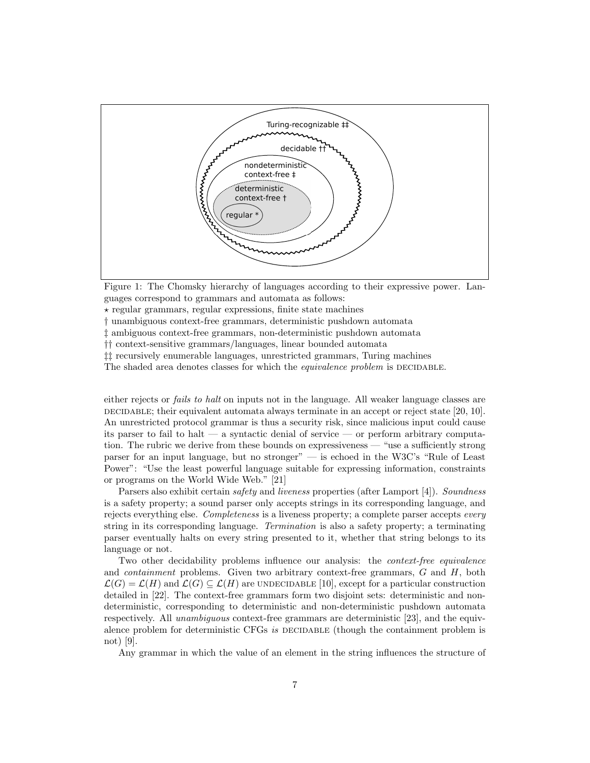Turing-recognizable ‡‡

decidable ††

nondeterministic context-free ‡

deterministic context-free †

regular *

Figure 1: The Chomsky hierarchy of languages according to their expressive power. Languages correspond to grammars and automata as follows:
⋆ regular grammars, regular expressions, finite state machines
† unambiguous context-free grammars, deterministic pushdown automata
‡ ambiguous context-free grammars, non-deterministic pushdown automata
†† context-sensitive grammars/languages, linear bounded automata
‡‡ recursively enumerable languages, unrestricted grammars, Turing machines
The shaded area denotes classes for which the *equivalence problem* is DECIDABLE.

either rejects or *fails to halt* on inputs not in the language. All weaker language classes are DECIDABLE; their equivalent automata always terminate in an accept or reject state [20, 10]. An unrestricted protocol grammar is thus a security risk, since malicious input could cause its parser to fail to halt — a syntactic denial of service — or perform arbitrary computation. The rubric we derive from these bounds on expressiveness — "use a sufficiently strong parser for an input language, but no stronger" — is echoed in the W3C's "Rule of Least Power": "Use the least powerful language suitable for expressing information, constraints or programs on the World Wide Web." [21]

Parsers also exhibit certain *safety* and *liveness* properties (after Lamport [4]). *Soundness* is a safety property; a sound parser only accepts strings in its corresponding language, and rejects everything else. *Completeness* is a liveness property; a complete parser accepts *every* string in its corresponding language. *Termination* is also a safety property; a terminating parser eventually halts on every string presented to it, whether that string belongs to its language or not.

Two other decidability problems influence our analysis: the *context-free equivalence* and *containment* problems. Given two arbitrary context-free grammars, $G$ and $H$, both $\mathcal{L}(G) = \mathcal{L}(H)$ and $\mathcal{L}(G) \subseteq \mathcal{L}(H)$ are UNDECIDABLE [10], except for a particular construction detailed in [22]. The context-free grammars form two disjoint sets: deterministic and non-deterministic, corresponding to deterministic and non-deterministic pushdown automata respectively. All *unambiguous* context-free grammars are deterministic [23], and the equivalence problem for deterministic CFGs *is* DECIDABLE (though the containment problem is not) [9].

Any grammar in which the value of an element in the string influences the structure of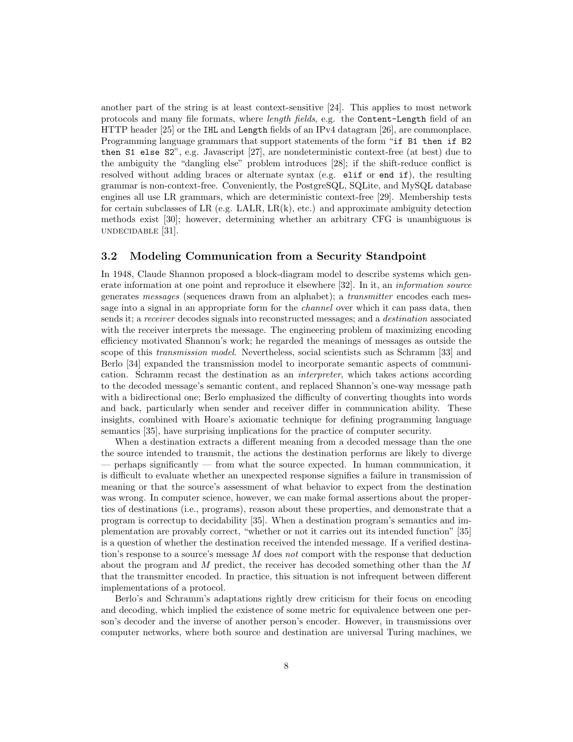another part of the string is at least context-sensitive [24]. This applies to most network protocols and many file formats, where *length fields*, e.g. the `Content-Length` field of an HTTP header [25] or the `IHL` and `Length` fields of an IPv4 datagram [26], are commonplace. Programming language grammars that support statements of the form "`if B1 then if B2 then S1 else S2`", e.g. Javascript [27], are nondeterministic context-free (at best) due to the ambiguity the "dangling else" problem introduces [28]; if the shift-reduce conflict is resolved without adding braces or alternate syntax (e.g. `elif` or `end if`), the resulting grammar is non-context-free. Conveniently, the PostgreSQL, SQLite, and MySQL database engines all use LR grammars, which are deterministic context-free [29]. Membership tests for certain subclasses of LR (e.g. LALR, LR(k), etc.) and approximate ambiguity detection methods exist [30]; however, determining whether an arbitrary CFG is unambiguous is UNDECIDABLE [31].

### 3.2 Modeling Communication from a Security Standpoint

In 1948, Claude Shannon proposed a block-diagram model to describe systems which generate information at one point and reproduce it elsewhere [32]. In it, an *information source* generates *messages* (sequences drawn from an alphabet); a *transmitter* encodes each message into a signal in an appropriate form for the *channel* over which it can pass data, then sends it; a *receiver* decodes signals into reconstructed messages; and a *destination* associated with the receiver interprets the message. The engineering problem of maximizing encoding efficiency motivated Shannon's work; he regarded the meanings of messages as outside the scope of this *transmission model*. Nevertheless, social scientists such as Schramm [33] and Berlo [34] expanded the transmission model to incorporate semantic aspects of communication. Schramm recast the destination as an *interpreter*, which takes actions according to the decoded message's semantic content, and replaced Shannon's one-way message path with a bidirectional one; Berlo emphasized the difficulty of converting thoughts into words and back, particularly when sender and receiver differ in communication ability. These insights, combined with Hoare's axiomatic technique for defining programming language semantics [35], have surprising implications for the practice of computer security.

When a destination extracts a different meaning from a decoded message than the one the source intended to transmit, the actions the destination performs are likely to diverge — perhaps significantly — from what the source expected. In human communication, it is difficult to evaluate whether an unexpected response signifies a failure in transmission of meaning or that the source's assessment of what behavior to expect from the destination was wrong. In computer science, however, we can make formal assertions about the properties of destinations (i.e., programs), reason about these properties, and demonstrate that a program is correctup to decidability [35]. When a destination program's semantics and implementation are provably correct, "whether or not it carries out its intended function" [35] is a question of whether the destination received the intended message. If a verified destination's response to a source's message $M$ does *not* comport with the response that deduction about the program and $M$ predict, the receiver has decoded something other than the $M$ that the transmitter encoded. In practice, this situation is not infrequent between different implementations of a protocol.

Berlo's and Schramm's adaptations rightly drew criticism for their focus on encoding and decoding, which implied the existence of some metric for equivalence between one person's decoder and the inverse of another person's encoder. However, in transmissions over computer networks, where both source and destination are universal Turing machines, we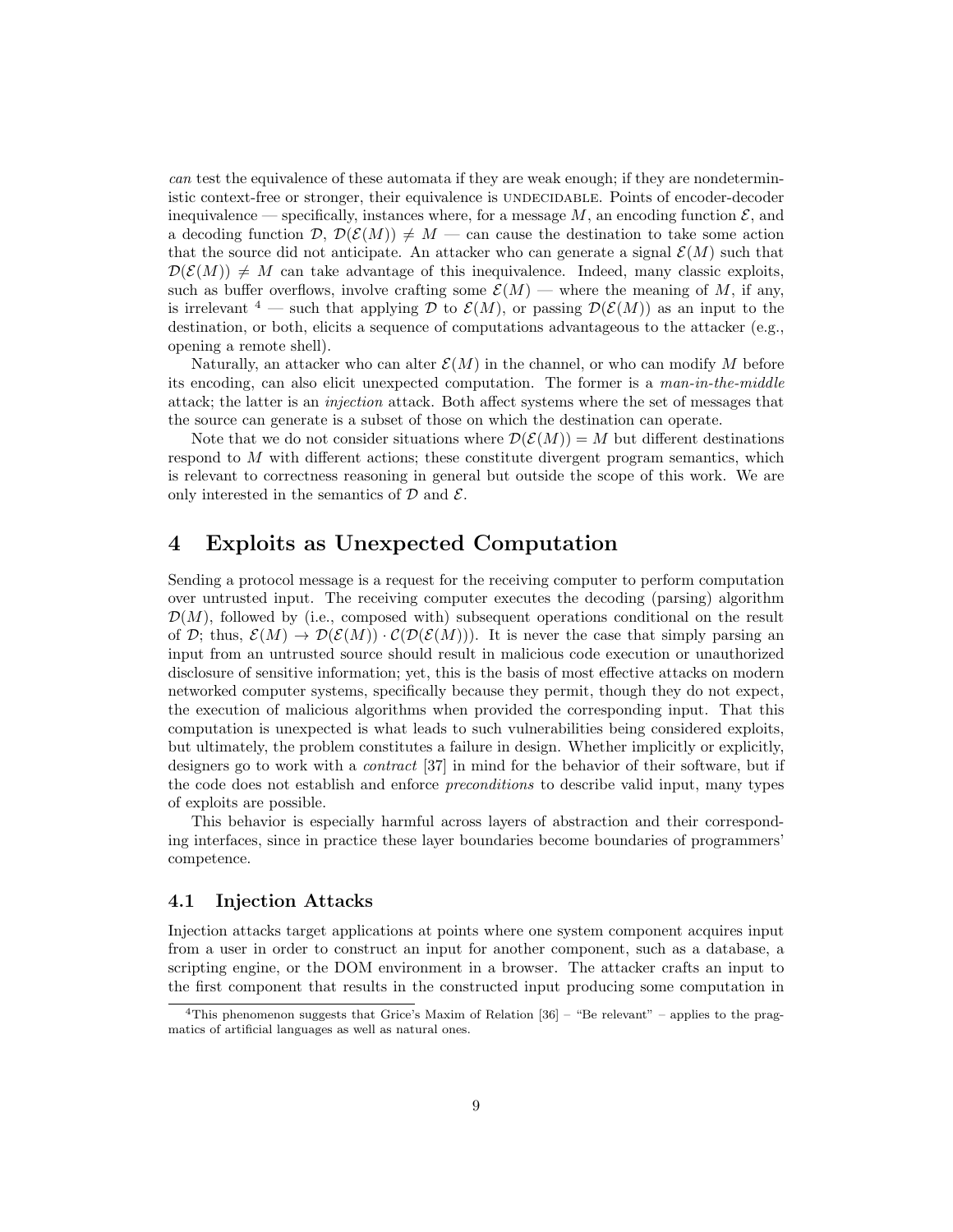*can* test the equivalence of these automata if they are weak enough; if they are nondeterministic context-free or stronger, their equivalence is UNDECIDABLE. Points of encoder-decoder inequivalence — specifically, instances where, for a message $M$, an encoding function $\mathcal{E}$, and a decoding function $\mathcal{D}$, $\mathcal{D}(\mathcal{E}(M)) \neq M$ — can cause the destination to take some action that the source did not anticipate. An attacker who can generate a signal $\mathcal{E}(M)$ such that $\mathcal{D}(\mathcal{E}(M)) \neq M$ can take advantage of this inequivalence. Indeed, many classic exploits, such as buffer overflows, involve crafting some $\mathcal{E}(M)$ — where the meaning of $M$, if any, is irrelevant [4] — such that applying $\mathcal{D}$ to $\mathcal{E}(M)$, or passing $\mathcal{D}(\mathcal{E}(M))$ as an input to the destination, or both, elicits a sequence of computations advantageous to the attacker (e.g., opening a remote shell).

Naturally, an attacker who can alter $\mathcal{E}(M)$ in the channel, or who can modify $M$ before its encoding, can also elicit unexpected computation. The former is a *man-in-the-middle* attack; the latter is an *injection* attack. Both affect systems where the set of messages that the source can generate is a subset of those on which the destination can operate.

Note that we do not consider situations where $\mathcal{D}(\mathcal{E}(M)) = M$ but different destinations respond to $M$ with different actions; these constitute divergent program semantics, which is relevant to correctness reasoning in general but outside the scope of this work. We are only interested in the semantics of $\mathcal{D}$ and $\mathcal{E}$.

# 4 Exploits as Unexpected Computation

Sending a protocol message is a request for the receiving computer to perform computation over untrusted input. The receiving computer executes the decoding (parsing) algorithm $\mathcal{D}(M)$, followed by (i.e., composed with) subsequent operations conditional on the result of $\mathcal{D}$; thus, $\mathcal{E}(M) \rightarrow \mathcal{D}(\mathcal{E}(M)) \cdot \mathcal{C}(\mathcal{D}(\mathcal{E}(M)))$. It is never the case that simply parsing an input from an untrusted source should result in malicious code execution or unauthorized disclosure of sensitive information; yet, this is the basis of most effective attacks on modern networked computer systems, specifically because they permit, though they do not expect, the execution of malicious algorithms when provided the corresponding input. That this computation is unexpected is what leads to such vulnerabilities being considered exploits, but ultimately, the problem constitutes a failure in design. Whether implicitly or explicitly, designers go to work with a *contract* [37] in mind for the behavior of their software, but if the code does not establish and enforce *preconditions* to describe valid input, many types of exploits are possible.

This behavior is especially harmful across layers of abstraction and their corresponding interfaces, since in practice these layer boundaries become boundaries of programmers' competence.

## 4.1 Injection Attacks

Injection attacks target applications at points where one system component acquires input from a user in order to construct an input for another component, such as a database, a scripting engine, or the DOM environment in a browser. The attacker crafts an input to the first component that results in the constructed input producing some computation in

[4] This phenomenon suggests that Grice's Maxim of Relation [36] – "Be relevant" – applies to the pragmatics of artificial languages as well as natural ones.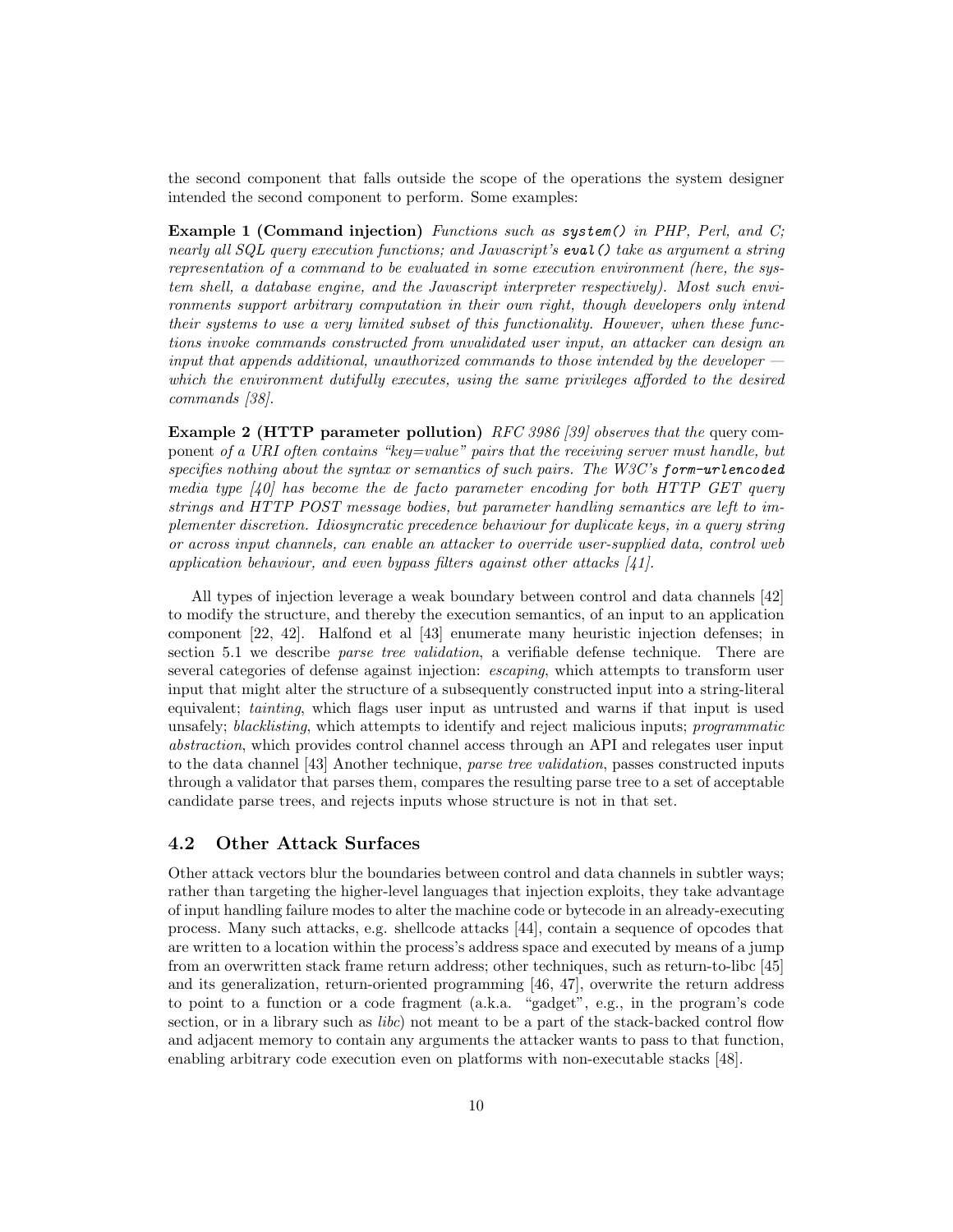the second component that falls outside the scope of the operations the system designer intended the second component to perform. Some examples:

**Example 1 (Command injection)** *Functions such as* `system()` *in PHP, Perl, and C; nearly all SQL query execution functions; and Javascript's* `eval()` *take as argument a string representation of a command to be evaluated in some execution environment (here, the system shell, a database engine, and the Javascript interpreter respectively). Most such environments support arbitrary computation in their own right, though developers only intend their systems to use a very limited subset of this functionality. However, when these functions invoke commands constructed from unvalidated user input, an attacker can design an input that appends additional, unauthorized commands to those intended by the developer — which the environment dutifully executes, using the same privileges afforded to the desired commands [38].*

**Example 2 (HTTP parameter pollution)** *RFC 3986 [39] observes that the* query component *of a URI often contains "key=value" pairs that the receiving server must handle, but specifies nothing about the syntax or semantics of such pairs. The W3C's* `form-urlencoded` *media type [40] has become the de facto parameter encoding for both HTTP GET query strings and HTTP POST message bodies, but parameter handling semantics are left to implementer discretion. Idiosyncratic precedence behaviour for duplicate keys, in a query string or across input channels, can enable an attacker to override user-supplied data, control web application behaviour, and even bypass filters against other attacks [41].*

All types of injection leverage a weak boundary between control and data channels [42] to modify the structure, and thereby the execution semantics, of an input to an application component [22, 42]. Halfond et al [43] enumerate many heuristic injection defenses; in section 5.1 we describe *parse tree validation*, a verifiable defense technique. There are several categories of defense against injection: *escaping*, which attempts to transform user input that might alter the structure of a subsequently constructed input into a string-literal equivalent; *tainting*, which flags user input as untrusted and warns if that input is used unsafely; *blacklisting*, which attempts to identify and reject malicious inputs; *programmatic abstraction*, which provides control channel access through an API and relegates user input to the data channel [43] Another technique, *parse tree validation*, passes constructed inputs through a validator that parses them, compares the resulting parse tree to a set of acceptable candidate parse trees, and rejects inputs whose structure is not in that set.

## 4.2 Other Attack Surfaces

Other attack vectors blur the boundaries between control and data channels in subtler ways; rather than targeting the higher-level languages that injection exploits, they take advantage of input handling failure modes to alter the machine code or bytecode in an already-executing process. Many such attacks, e.g. shellcode attacks [44], contain a sequence of opcodes that are written to a location within the process's address space and executed by means of a jump from an overwritten stack frame return address; other techniques, such as return-to-libc [45] and its generalization, return-oriented programming [46, 47], overwrite the return address to point to a function or a code fragment (a.k.a. "gadget", e.g., in the program's code section, or in a library such as *libc*) not meant to be a part of the stack-backed control flow and adjacent memory to contain any arguments the attacker wants to pass to that function, enabling arbitrary code execution even on platforms with non-executable stacks [48].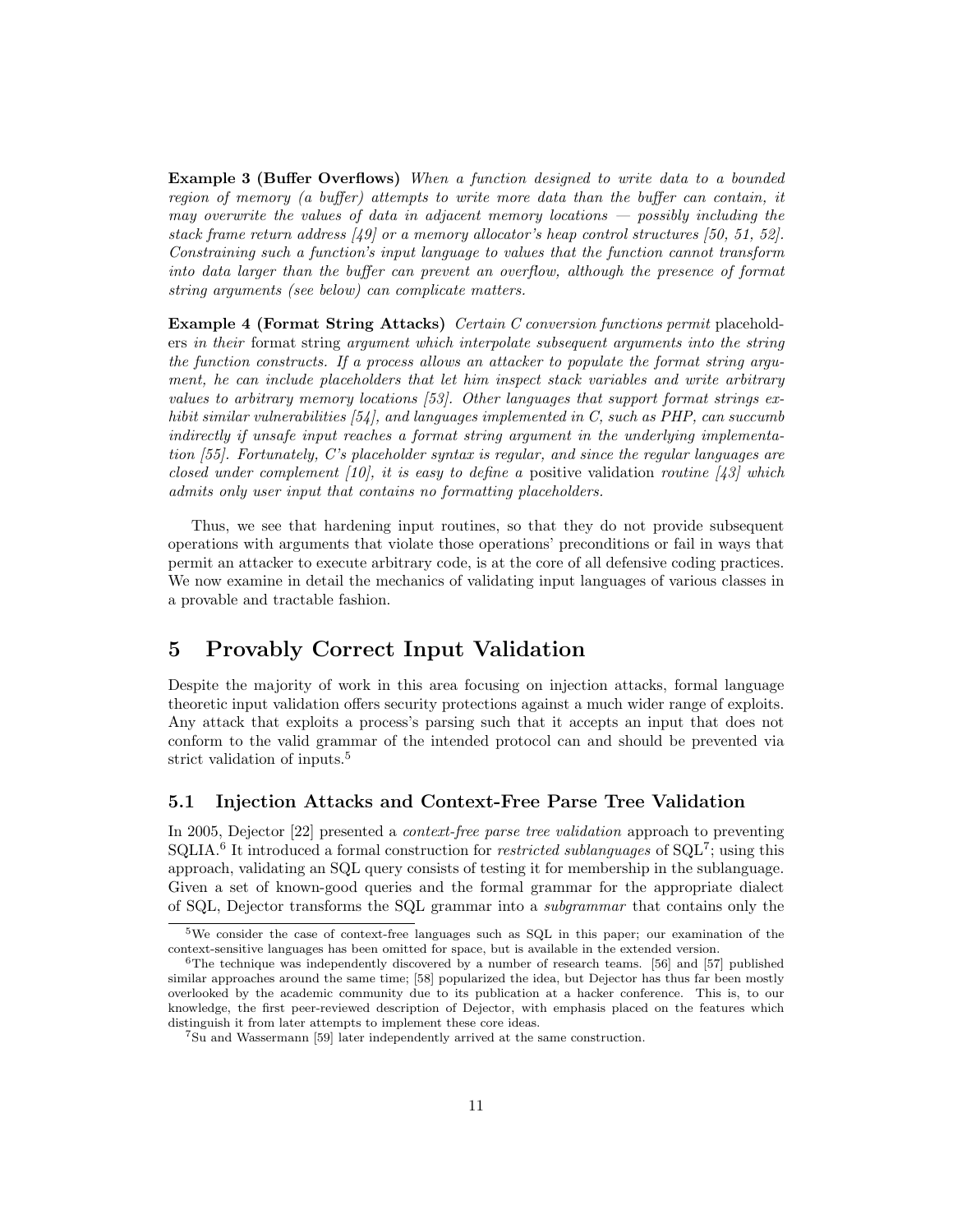**Example 3 (Buffer Overflows)** *When a function designed to write data to a bounded region of memory (a buffer) attempts to write more data than the buffer can contain, it may overwrite the values of data in adjacent memory locations — possibly including the stack frame return address [49] or a memory allocator's heap control structures [50, 51, 52]. Constraining such a function's input language to values that the function cannot transform into data larger than the buffer can prevent an overflow, although the presence of format string arguments (see below) can complicate matters.*

**Example 4 (Format String Attacks)** *Certain C conversion functions permit* placeholders *in their* format string *argument which interpolate subsequent arguments into the string the function constructs. If a process allows an attacker to populate the format string argument, he can include placeholders that let him inspect stack variables and write arbitrary values to arbitrary memory locations [53]. Other languages that support format strings exhibit similar vulnerabilities [54], and languages implemented in C, such as PHP, can succumb indirectly if unsafe input reaches a format string argument in the underlying implementation [55]. Fortunately, C's placeholder syntax is regular, and since the regular languages are closed under complement [10], it is easy to define a* positive validation *routine [43] which admits only user input that contains no formatting placeholders.*

Thus, we see that hardening input routines, so that they do not provide subsequent operations with arguments that violate those operations' preconditions or fail in ways that permit an attacker to execute arbitrary code, is at the core of all defensive coding practices. We now examine in detail the mechanics of validating input languages of various classes in a provable and tractable fashion.

# 5 Provably Correct Input Validation

Despite the majority of work in this area focusing on injection attacks, formal language theoretic input validation offers security protections against a much wider range of exploits. Any attack that exploits a process's parsing such that it accepts an input that does not conform to the valid grammar of the intended protocol can and should be prevented via strict validation of inputs.[5]

## 5.1 Injection Attacks and Context-Free Parse Tree Validation

In 2005, Dejector [22] presented a *context-free parse tree validation* approach to preventing SQLIA.[6] It introduced a formal construction for *restricted sublanguages* of SQL[7]; using this approach, validating an SQL query consists of testing it for membership in the sublanguage. Given a set of known-good queries and the formal grammar for the appropriate dialect of SQL, Dejector transforms the SQL grammar into a *subgrammar* that contains only the

---

[5] We consider the case of context-free languages such as SQL in this paper; our examination of the context-sensitive languages has been omitted for space, but is available in the extended version.

[6] The technique was independently discovered by a number of research teams. [56] and [57] published similar approaches around the same time; [58] popularized the idea, but Dejector has thus far been mostly overlooked by the academic community due to its publication at a hacker conference. This is, to our knowledge, the first peer-reviewed description of Dejector, with emphasis placed on the features which distinguish it from later attempts to implement these core ideas.

[7] Su and Wassermann [59] later independently arrived at the same construction.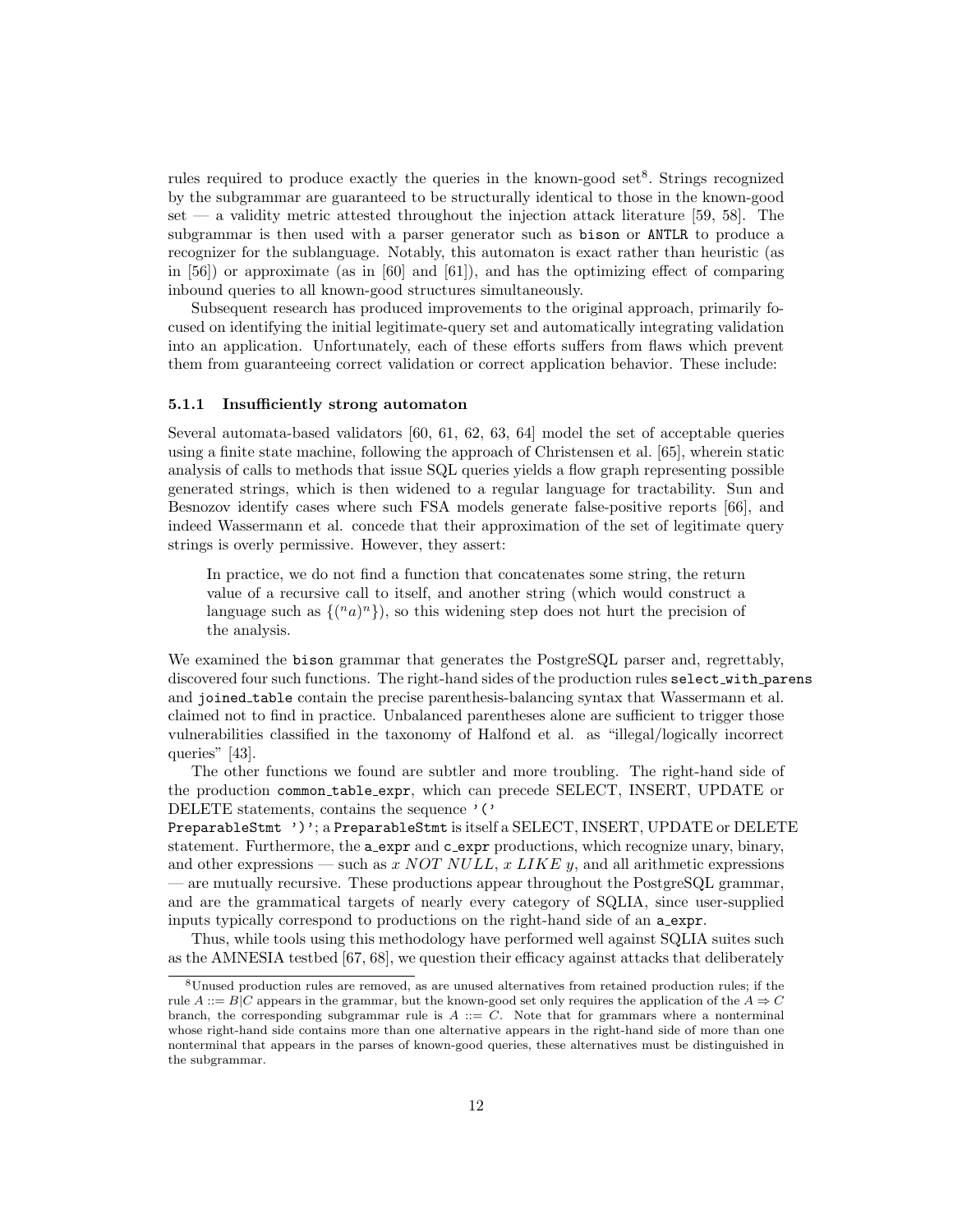rules required to produce exactly the queries in the known-good set[8]. Strings recognized by the subgrammar are guaranteed to be structurally identical to those in the known-good set — a validity metric attested throughout the injection attack literature [59, 58]. The subgrammar is then used with a parser generator such as `bison` or `ANTLR` to produce a recognizer for the sublanguage. Notably, this automaton is exact rather than heuristic (as in [56]) or approximate (as in [60] and [61]), and has the optimizing effect of comparing inbound queries to all known-good structures simultaneously.

Subsequent research has produced improvements to the original approach, primarily focused on identifying the initial legitimate-query set and automatically integrating validation into an application. Unfortunately, each of these efforts suffers from flaws which prevent them from guaranteeing correct validation or correct application behavior. These include:

### 5.1.1 Insufficiently strong automaton

Several automata-based validators [60, 61, 62, 63, 64] model the set of acceptable queries using a finite state machine, following the approach of Christensen et al. [65], wherein static analysis of calls to methods that issue SQL queries yields a flow graph representing possible generated strings, which is then widened to a regular language for tractability. Sun and Besnozov identify cases where such FSA models generate false-positive reports [66], and indeed Wassermann et al. concede that their approximation of the set of legitimate query strings is overly permissive. However, they assert:

> In practice, we do not find a function that concatenates some string, the return value of a recursive call to itself, and another string (which would construct a language such as $\{(^n a)^n\}$), so this widening step does not hurt the precision of the analysis.

We examined the `bison` grammar that generates the PostgreSQL parser and, regrettably, discovered four such functions. The right-hand sides of the production rules `select_with_parens` and `joined_table` contain the precise parenthesis-balancing syntax that Wassermann et al. claimed not to find in practice. Unbalanced parentheses alone are sufficient to trigger those vulnerabilities classified in the taxonomy of Halfond et al. as "illegal/logically incorrect queries" [43].

The other functions we found are subtler and more troubling. The right-hand side of the production `common_table_expr`, which can precede SELECT, INSERT, UPDATE or DELETE statements, contains the sequence `'(' PreparableStmt ')'`; a `PreparableStmt` is itself a SELECT, INSERT, UPDATE or DELETE statement. Furthermore, the `a_expr` and `c_expr` productions, which recognize unary, binary, and other expressions — such as $x$ *NOT NULL*, $x$ *LIKE* $y$, and all arithmetic expressions — are mutually recursive. These productions appear throughout the PostgreSQL grammar, and are the grammatical targets of nearly every category of SQLIA, since user-supplied inputs typically correspond to productions on the right-hand side of an `a_expr`.

Thus, while tools using this methodology have performed well against SQLIA suites such as the AMNESIA testbed [67, 68], we question their efficacy against attacks that deliberately

[8] Unused production rules are removed, as are unused alternatives from retained production rules; if the rule $A ::= B|C$ appears in the grammar, but the known-good set only requires the application of the $A \Rightarrow C$ branch, the corresponding subgrammar rule is $A ::= C$. Note that for grammars where a nonterminal whose right-hand side contains more than one alternative appears in the right-hand side of more than one nonterminal that appears in the parses of known-good queries, these alternatives must be distinguished in the subgrammar.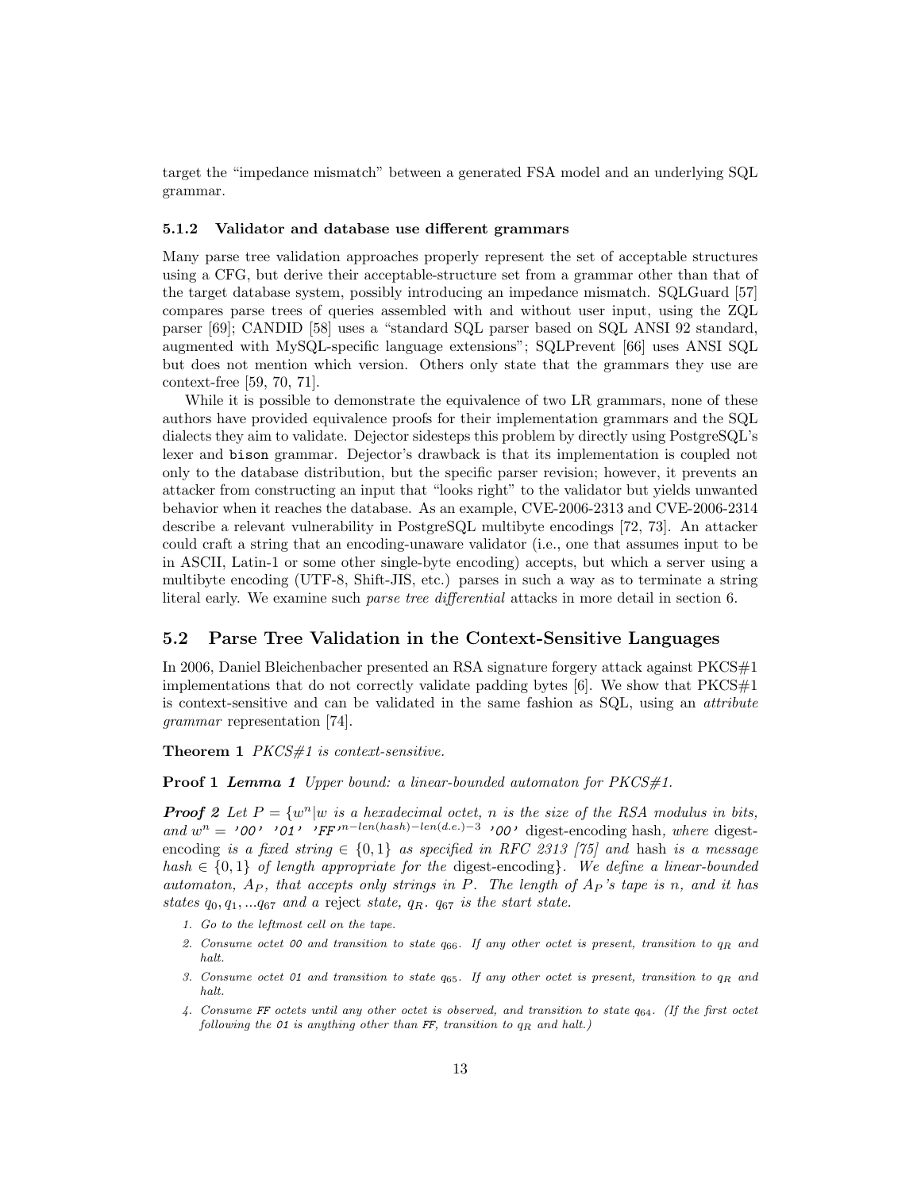target the "impedance mismatch" between a generated FSA model and an underlying SQL grammar.

#### 5.1.2 Validator and database use different grammars

Many parse tree validation approaches properly represent the set of acceptable structures using a CFG, but derive their acceptable-structure set from a grammar other than that of the target database system, possibly introducing an impedance mismatch. SQLGuard [57] compares parse trees of queries assembled with and without user input, using the ZQL parser [69]; CANDID [58] uses a "standard SQL parser based on SQL ANSI 92 standard, augmented with MySQL-specific language extensions"; SQLPrevent [66] uses ANSI SQL but does not mention which version. Others only state that the grammars they use are context-free [59, 70, 71].

While it is possible to demonstrate the equivalence of two LR grammars, none of these authors have provided equivalence proofs for their implementation grammars and the SQL dialects they aim to validate. Dejector sidesteps this problem by directly using PostgreSQL's lexer and `bison` grammar. Dejector's drawback is that its implementation is coupled not only to the database distribution, but the specific parser revision; however, it prevents an attacker from constructing an input that "looks right" to the validator but yields unwanted behavior when it reaches the database. As an example, CVE-2006-2313 and CVE-2006-2314 describe a relevant vulnerability in PostgreSQL multibyte encodings [72, 73]. An attacker could craft a string that an encoding-unaware validator (i.e., one that assumes input to be in ASCII, Latin-1 or some other single-byte encoding) accepts, but which a server using a multibyte encoding (UTF-8, Shift-JIS, etc.) parses in such a way as to terminate a string literal early. We examine such *parse tree differential* attacks in more detail in section 6.

### 5.2 Parse Tree Validation in the Context-Sensitive Languages

In 2006, Daniel Bleichenbacher presented an RSA signature forgery attack against PKCS#1 implementations that do not correctly validate padding bytes [6]. We show that PKCS#1 is context-sensitive and can be validated in the same fashion as SQL, using an *attribute grammar* representation [74].

**Theorem 1** *PKCS#1 is context-sensitive.*

**Proof 1** ***Lemma 1*** *Upper bound: a linear-bounded automaton for PKCS#1.*

***Proof 2*** *Let* $P = \{w^n | w$ *is a hexadecimal octet,* $n$ *is the size of the RSA modulus in bits, and* $w^n =$ `'00' '01' 'FF'`$^{n-len(hash)-len(d.e.)-3}$ `'00'` digest-encoding hash, *where* digest-encoding *is a fixed string* $\in \{0,1\}$ *as specified in RFC 2313 [75] and* hash *is a message hash* $\in \{0,1\}$ *of length appropriate for the* digest-encoding$\}$. *We define a linear-bounded automaton,* $A_P$*, that accepts only strings in* $P$*. The length of* $A_P$*'s tape is* $n$*, and it has states* $q_0, q_1, ...q_{67}$ *and a* reject *state,* $q_R$. $q_{67}$ *is the start state.*

1. *Go to the leftmost cell on the tape.*
2. *Consume octet* `00` *and transition to state* $q_{66}$. *If any other octet is present, transition to* $q_R$ *and halt.*
3. *Consume octet* `01` *and transition to state* $q_{65}$. *If any other octet is present, transition to* $q_R$ *and halt.*
4. *Consume* `FF` *octets until any other octet is observed, and transition to state* $q_{64}$. *(If the first octet following the* `01` *is anything other than* `FF`*, transition to* $q_R$ *and halt.)*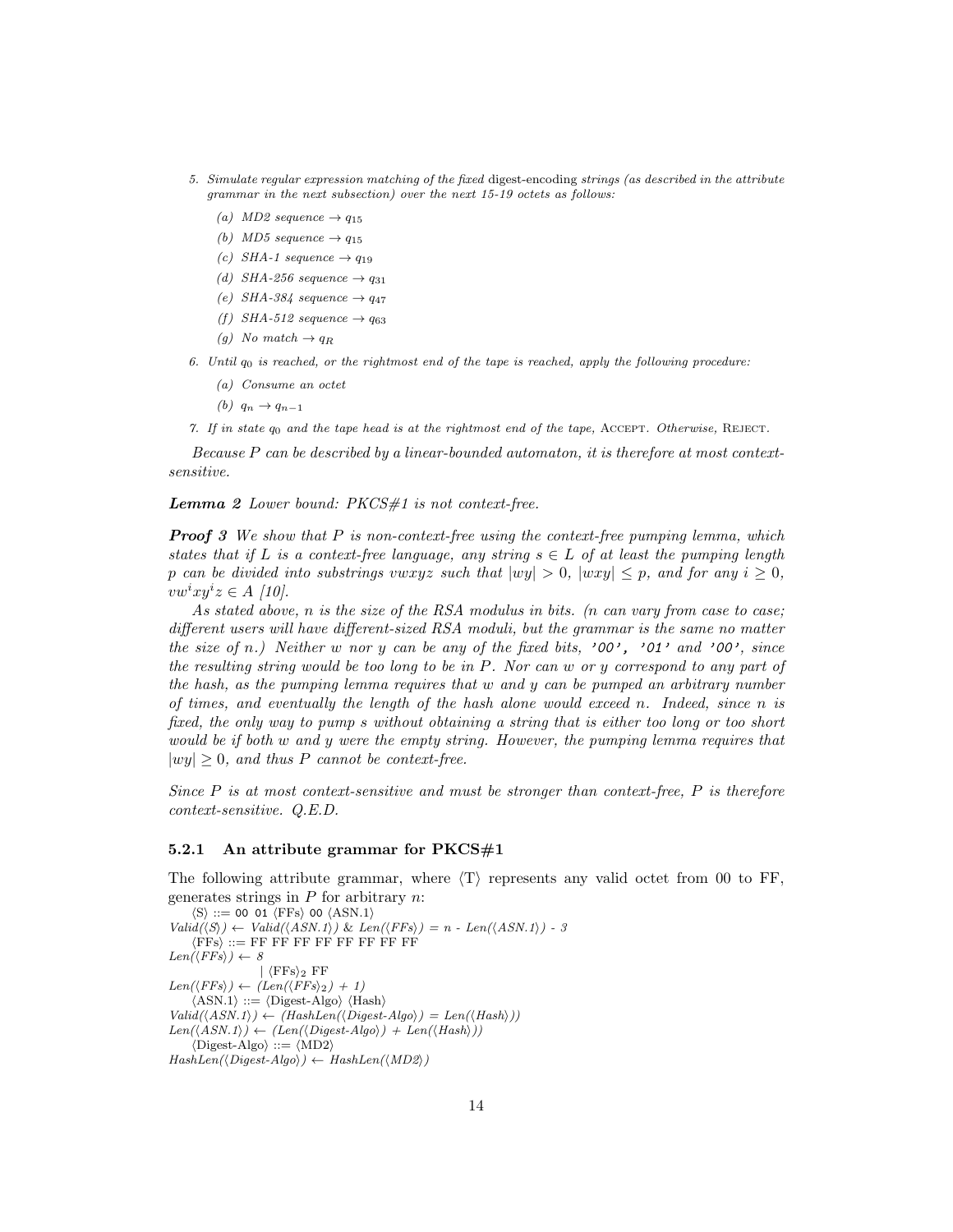5. *Simulate regular expression matching of the fixed* digest-encoding *strings (as described in the attribute grammar in the next subsection) over the next 15-19 octets as follows:*
   (a) *MD2 sequence* $\rightarrow q_{15}$
   (b) *MD5 sequence* $\rightarrow q_{15}$
   (c) *SHA-1 sequence* $\rightarrow q_{19}$
   (d) *SHA-256 sequence* $\rightarrow q_{31}$
   (e) *SHA-384 sequence* $\rightarrow q_{47}$
   (f) *SHA-512 sequence* $\rightarrow q_{63}$
   (g) *No match* $\rightarrow q_R$
6. *Until* $q_0$ *is reached, or the rightmost end of the tape is reached, apply the following procedure:*
   (a) *Consume an octet*
   (b) $q_n \rightarrow q_{n-1}$
7. *If in state* $q_0$ *and the tape head is at the rightmost end of the tape,* Accept. *Otherwise,* Reject.

*Because P can be described by a linear-bounded automaton, it is therefore at most context-sensitive.*

***Lemma 2*** *Lower bound: PKCS#1 is not context-free.*

***Proof 3*** *We show that P is non-context-free using the context-free pumping lemma, which states that if L is a context-free language, any string* $s \in L$ *of at least the pumping length p can be divided into substrings vwxyz such that* $|wy| > 0$, $|wxy| \leq p$, *and for any* $i \geq 0$, $vw^ixy^iz \in A$ *[10].*

*As stated above, n is the size of the RSA modulus in bits. (n can vary from case to case; different users will have different-sized RSA moduli, but the grammar is the same no matter the size of n.) Neither w nor y can be any of the fixed bits,* '00', '01' *and* '00', *since the resulting string would be too long to be in P. Nor can w or y correspond to any part of the hash, as the pumping lemma requires that w and y can be pumped an arbitrary number of times, and eventually the length of the hash alone would exceed n. Indeed, since n is fixed, the only way to pump s without obtaining a string that is either too long or too short would be if both w and y were the empty string. However, the pumping lemma requires that* $|wy| \geq 0$, *and thus P cannot be context-free.*

*Since P is at most context-sensitive and must be stronger than context-free, P is therefore context-sensitive. Q.E.D.*

### 5.2.1 An attribute grammar for PKCS#1

The following attribute grammar, where ⟨T⟩ represents any valid octet from 00 to FF, generates strings in *P* for arbitrary *n*:

⟨S⟩ ::= 00 01 ⟨FFs⟩ 00 ⟨ASN.1⟩
*Valid(⟨S⟩) ← Valid(⟨ASN.1⟩) & Len(⟨FFs⟩) = n - Len(⟨ASN.1⟩) - 3*
⟨FFs⟩ ::= FF FF FF FF FF FF FF FF
*Len(⟨FFs⟩) ← 8*
| ⟨FFs⟩$_2$ FF
*Len(⟨FFs⟩) ← (Len(⟨FFs⟩$_2$) + 1)*
⟨ASN.1⟩ ::= ⟨Digest-Algo⟩ ⟨Hash⟩
*Valid(⟨ASN.1⟩) ← (HashLen(⟨Digest-Algo⟩) = Len(⟨Hash⟩))*
*Len(⟨ASN.1⟩) ← (Len(⟨Digest-Algo⟩) + Len(⟨Hash⟩))*
⟨Digest-Algo⟩ ::= ⟨MD2⟩
*HashLen(⟨Digest-Algo⟩) ← HashLen(⟨MD2⟩)*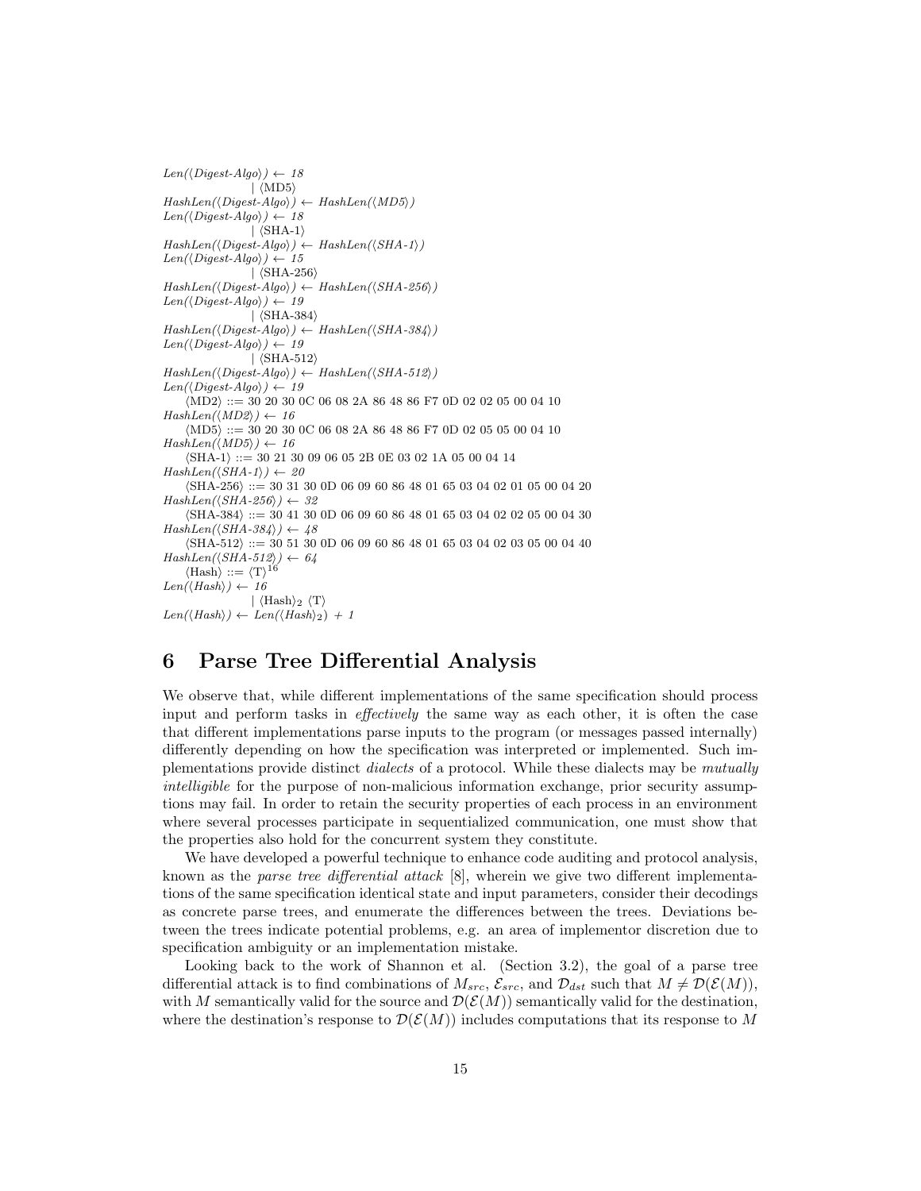*Len(⟨Digest-Algo⟩) ← 18*

  | ⟨MD5⟩

*HashLen(⟨Digest-Algo⟩) ← HashLen(⟨MD5⟩)*
*Len(⟨Digest-Algo⟩) ← 18*

  | ⟨SHA-1⟩

*HashLen(⟨Digest-Algo⟩) ← HashLen(⟨SHA-1⟩)*
*Len(⟨Digest-Algo⟩) ← 15*

  | ⟨SHA-256⟩

*HashLen(⟨Digest-Algo⟩) ← HashLen(⟨SHA-256⟩)*
*Len(⟨Digest-Algo⟩) ← 19*

  | ⟨SHA-384⟩

*HashLen(⟨Digest-Algo⟩) ← HashLen(⟨SHA-384⟩)*
*Len(⟨Digest-Algo⟩) ← 19*

  | ⟨SHA-512⟩

*HashLen(⟨Digest-Algo⟩) ← HashLen(⟨SHA-512⟩)*
*Len(⟨Digest-Algo⟩) ← 19*

⟨MD2⟩ ::= 30 20 30 0C 06 08 2A 86 48 86 F7 0D 02 02 05 00 04 10
*HashLen(⟨MD2⟩) ← 16*

⟨MD5⟩ ::= 30 20 30 0C 06 08 2A 86 48 86 F7 0D 02 05 05 00 04 10
*HashLen(⟨MD5⟩) ← 16*

⟨SHA-1⟩ ::= 30 21 30 09 06 05 2B 0E 03 02 1A 05 00 04 14
*HashLen(⟨SHA-1⟩) ← 20*

⟨SHA-256⟩ ::= 30 31 30 0D 06 09 60 86 48 01 65 03 04 02 01 05 00 04 20
*HashLen(⟨SHA-256⟩) ← 32*

⟨SHA-384⟩ ::= 30 41 30 0D 06 09 60 86 48 01 65 03 04 02 02 05 00 04 30
*HashLen(⟨SHA-384⟩) ← 48*

⟨SHA-512⟩ ::= 30 51 30 0D 06 09 60 86 48 01 65 03 04 02 03 05 00 04 40
*HashLen(⟨SHA-512⟩) ← 64*

⟨Hash⟩ ::= $\langle \mathrm{T} \rangle^{16}$
*Len(⟨Hash⟩) ← 16*

  | $\langle \mathrm{Hash} \rangle_2$ ⟨T⟩

*Len(⟨Hash⟩) ←* $Len(\langle Hash \rangle_2) + 1$

# 6 Parse Tree Differential Analysis

We observe that, while different implementations of the same specification should process input and perform tasks in *effectively* the same way as each other, it is often the case that different implementations parse inputs to the program (or messages passed internally) differently depending on how the specification was interpreted or implemented. Such implementations provide distinct *dialects* of a protocol. While these dialects may be *mutually intelligible* for the purpose of non-malicious information exchange, prior security assumptions may fail. In order to retain the security properties of each process in an environment where several processes participate in sequentialized communication, one must show that the properties also hold for the concurrent system they constitute.

We have developed a powerful technique to enhance code auditing and protocol analysis, known as the *parse tree differential attack* [8], wherein we give two different implementations of the same specification identical state and input parameters, consider their decodings as concrete parse trees, and enumerate the differences between the trees. Deviations between the trees indicate potential problems, e.g. an area of implementor discretion due to specification ambiguity or an implementation mistake.

Looking back to the work of Shannon et al. (Section 3.2), the goal of a parse tree differential attack is to find combinations of $M_{src}$, $\mathcal{E}_{src}$, and $\mathcal{D}_{dst}$ such that $M \neq \mathcal{D}(\mathcal{E}(M))$, with $M$ semantically valid for the source and $\mathcal{D}(\mathcal{E}(M))$ semantically valid for the destination, where the destination's response to $\mathcal{D}(\mathcal{E}(M))$ includes computations that its response to $M$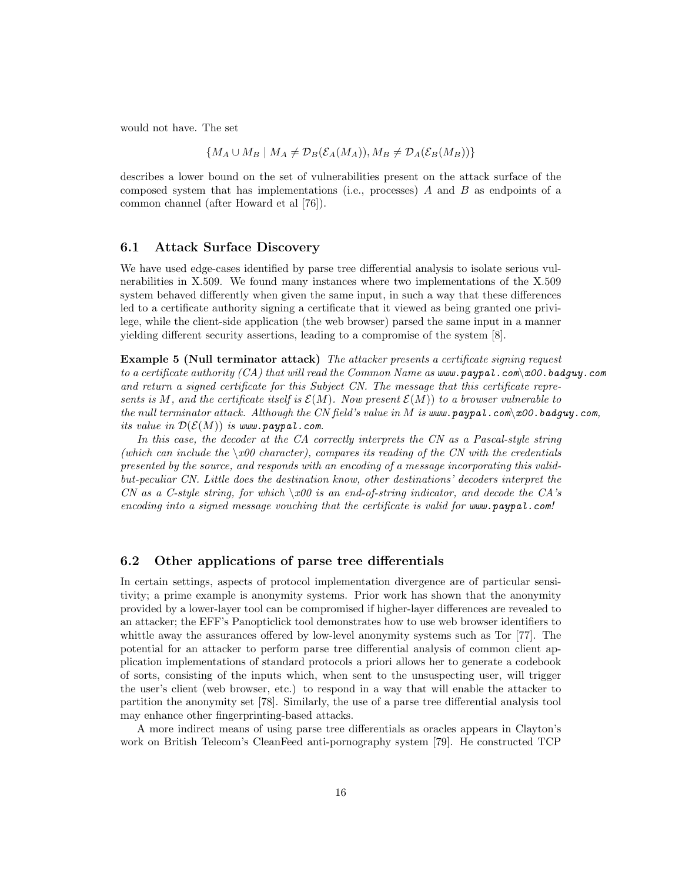would not have. The set

$$\{M_A \cup M_B \mid M_A \neq \mathcal{D}_B(\mathcal{E}_A(M_A)), M_B \neq \mathcal{D}_A(\mathcal{E}_B(M_B))\}$$

describes a lower bound on the set of vulnerabilities present on the attack surface of the composed system that has implementations (i.e., processes) $A$ and $B$ as endpoints of a common channel (after Howard et al [76]).

## 6.1 Attack Surface Discovery

We have used edge-cases identified by parse tree differential analysis to isolate serious vulnerabilities in X.509. We found many instances where two implementations of the X.509 system behaved differently when given the same input, in such a way that these differences led to a certificate authority signing a certificate that it viewed as being granted one privilege, while the client-side application (the web browser) parsed the same input in a manner yielding different security assertions, leading to a compromise of the system [8].

**Example 5 (Null terminator attack)** *The attacker presents a certificate signing request to a certificate authority (CA) that will read the Common Name as `www.paypal.com\x00.badguy.com` and return a signed certificate for this Subject CN. The message that this certificate represents is $M$, and the certificate itself is $\mathcal{E}(M)$. Now present $\mathcal{E}(M)$) to a browser vulnerable to the null terminator attack. Although the CN field's value in $M$ is `www.paypal.com\x00.badguy.com`, its value in $\mathcal{D}(\mathcal{E}(M))$ is `www.paypal.com`.*

*In this case, the decoder at the CA correctly interprets the CN as a Pascal-style string (which can include the \x00 character), compares its reading of the CN with the credentials presented by the source, and responds with an encoding of a message incorporating this valid-but-peculiar CN. Little does the destination know, other destinations' decoders interpret the CN as a C-style string, for which \x00 is an end-of-string indicator, and decode the CA's encoding into a signed message vouching that the certificate is valid for `www.paypal.com`!*

## 6.2 Other applications of parse tree differentials

In certain settings, aspects of protocol implementation divergence are of particular sensitivity; a prime example is anonymity systems. Prior work has shown that the anonymity provided by a lower-layer tool can be compromised if higher-layer differences are revealed to an attacker; the EFF's Panopticlick tool demonstrates how to use web browser identifiers to whittle away the assurances offered by low-level anonymity systems such as Tor [77]. The potential for an attacker to perform parse tree differential analysis of common client application implementations of standard protocols a priori allows her to generate a codebook of sorts, consisting of the inputs which, when sent to the unsuspecting user, will trigger the user's client (web browser, etc.) to respond in a way that will enable the attacker to partition the anonymity set [78]. Similarly, the use of a parse tree differential analysis tool may enhance other fingerprinting-based attacks.

A more indirect means of using parse tree differentials as oracles appears in Clayton's work on British Telecom's CleanFeed anti-pornography system [79]. He constructed TCP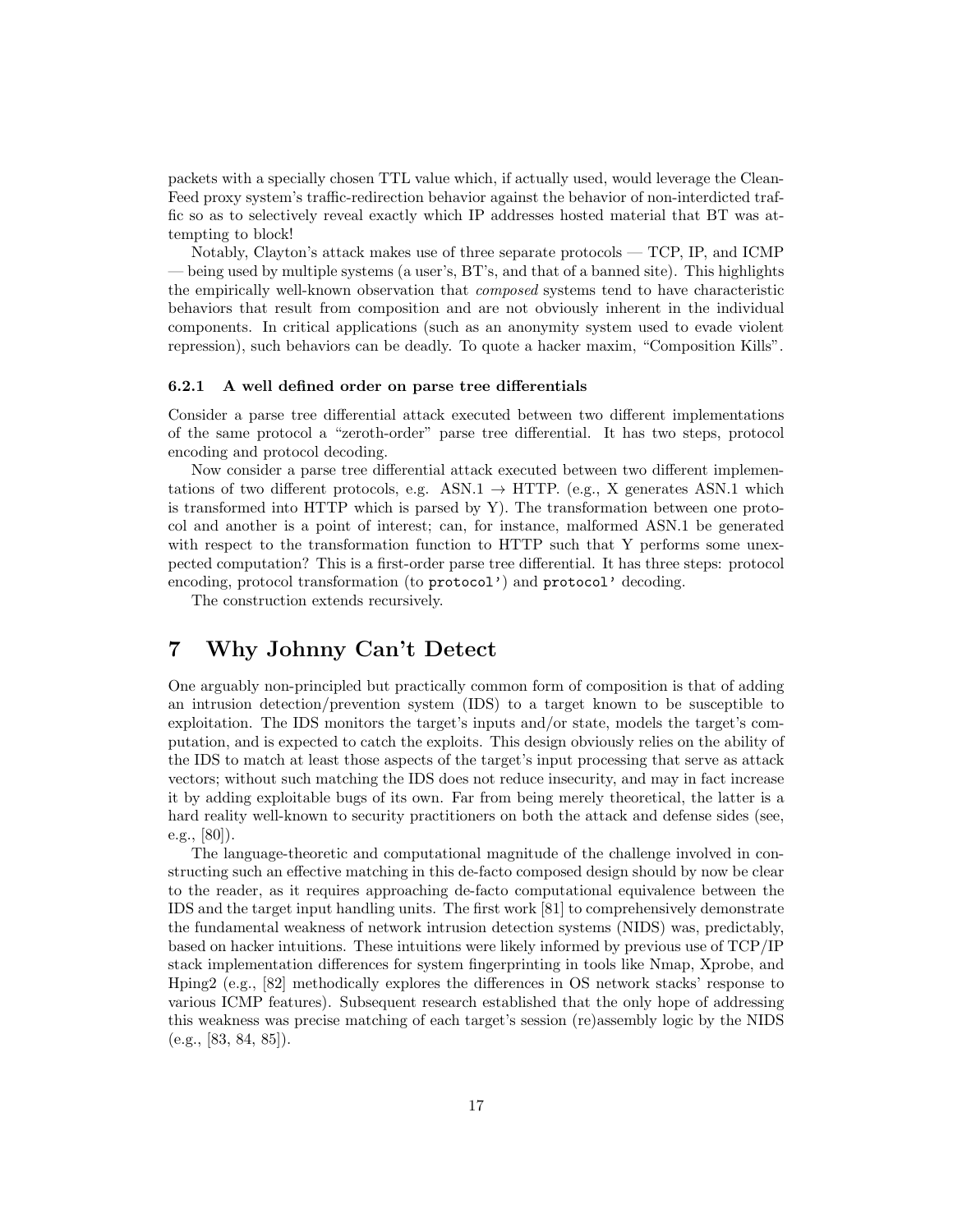packets with a specially chosen TTL value which, if actually used, would leverage the Clean-Feed proxy system's traffic-redirection behavior against the behavior of non-interdicted traffic so as to selectively reveal exactly which IP addresses hosted material that BT was attempting to block!

Notably, Clayton's attack makes use of three separate protocols — TCP, IP, and ICMP — being used by multiple systems (a user's, BT's, and that of a banned site). This highlights the empirically well-known observation that *composed* systems tend to have characteristic behaviors that result from composition and are not obviously inherent in the individual components. In critical applications (such as an anonymity system used to evade violent repression), such behaviors can be deadly. To quote a hacker maxim, "Composition Kills".

### 6.2.1 A well defined order on parse tree differentials

Consider a parse tree differential attack executed between two different implementations of the same protocol a "zeroth-order" parse tree differential. It has two steps, protocol encoding and protocol decoding.

Now consider a parse tree differential attack executed between two different implementations of two different protocols, e.g. ASN.1 $\rightarrow$ HTTP. (e.g., X generates ASN.1 which is transformed into HTTP which is parsed by Y). The transformation between one protocol and another is a point of interest; can, for instance, malformed ASN.1 be generated with respect to the transformation function to HTTP such that Y performs some unexpected computation? This is a first-order parse tree differential. It has three steps: protocol encoding, protocol transformation (to `protocol'`) and `protocol'` decoding.

The construction extends recursively.

# 7 Why Johnny Can't Detect

One arguably non-principled but practically common form of composition is that of adding an intrusion detection/prevention system (IDS) to a target known to be susceptible to exploitation. The IDS monitors the target's inputs and/or state, models the target's computation, and is expected to catch the exploits. This design obviously relies on the ability of the IDS to match at least those aspects of the target's input processing that serve as attack vectors; without such matching the IDS does not reduce insecurity, and may in fact increase it by adding exploitable bugs of its own. Far from being merely theoretical, the latter is a hard reality well-known to security practitioners on both the attack and defense sides (see, e.g., [80]).

The language-theoretic and computational magnitude of the challenge involved in constructing such an effective matching in this de-facto composed design should by now be clear to the reader, as it requires approaching de-facto computational equivalence between the IDS and the target input handling units. The first work [81] to comprehensively demonstrate the fundamental weakness of network intrusion detection systems (NIDS) was, predictably, based on hacker intuitions. These intuitions were likely informed by previous use of TCP/IP stack implementation differences for system fingerprinting in tools like Nmap, Xprobe, and Hping2 (e.g., [82] methodically explores the differences in OS network stacks' response to various ICMP features). Subsequent research established that the only hope of addressing this weakness was precise matching of each target's session (re)assembly logic by the NIDS (e.g., [83, 84, 85]).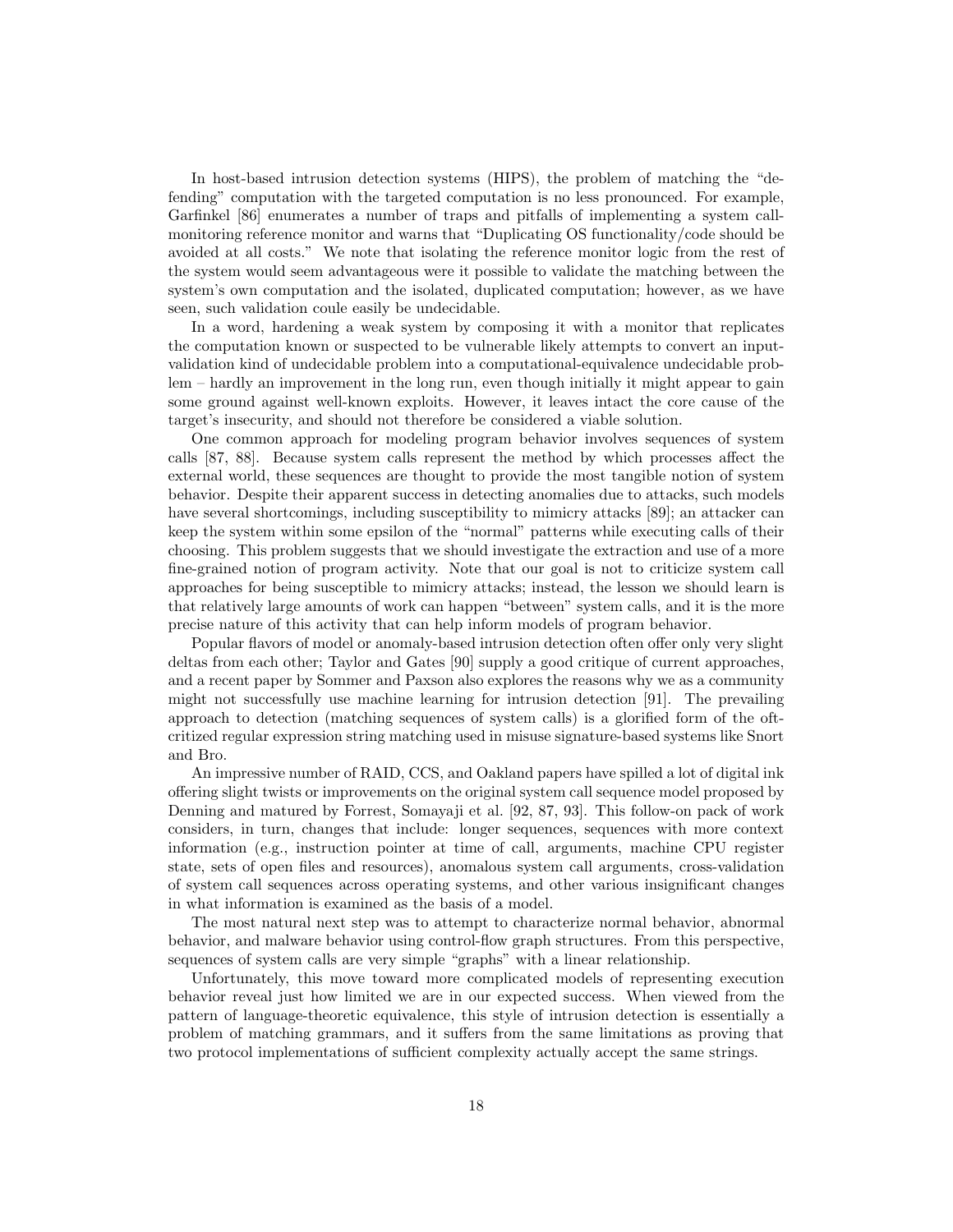In host-based intrusion detection systems (HIPS), the problem of matching the "defending" computation with the targeted computation is no less pronounced. For example, Garfinkel [86] enumerates a number of traps and pitfalls of implementing a system call-monitoring reference monitor and warns that "Duplicating OS functionality/code should be avoided at all costs." We note that isolating the reference monitor logic from the rest of the system would seem advantageous were it possible to validate the matching between the system's own computation and the isolated, duplicated computation; however, as we have seen, such validation coule easily be undecidable.

In a word, hardening a weak system by composing it with a monitor that replicates the computation known or suspected to be vulnerable likely attempts to convert an input-validation kind of undecidable problem into a computational-equivalence undecidable problem – hardly an improvement in the long run, even though initially it might appear to gain some ground against well-known exploits. However, it leaves intact the core cause of the target's insecurity, and should not therefore be considered a viable solution.

One common approach for modeling program behavior involves sequences of system calls [87, 88]. Because system calls represent the method by which processes affect the external world, these sequences are thought to provide the most tangible notion of system behavior. Despite their apparent success in detecting anomalies due to attacks, such models have several shortcomings, including susceptibility to mimicry attacks [89]; an attacker can keep the system within some epsilon of the "normal" patterns while executing calls of their choosing. This problem suggests that we should investigate the extraction and use of a more fine-grained notion of program activity. Note that our goal is not to criticize system call approaches for being susceptible to mimicry attacks; instead, the lesson we should learn is that relatively large amounts of work can happen "between" system calls, and it is the more precise nature of this activity that can help inform models of program behavior.

Popular flavors of model or anomaly-based intrusion detection often offer only very slight deltas from each other; Taylor and Gates [90] supply a good critique of current approaches, and a recent paper by Sommer and Paxson also explores the reasons why we as a community might not successfully use machine learning for intrusion detection [91]. The prevailing approach to detection (matching sequences of system calls) is a glorified form of the oft-critized regular expression string matching used in misuse signature-based systems like Snort and Bro.

An impressive number of RAID, CCS, and Oakland papers have spilled a lot of digital ink offering slight twists or improvements on the original system call sequence model proposed by Denning and matured by Forrest, Somayaji et al. [92, 87, 93]. This follow-on pack of work considers, in turn, changes that include: longer sequences, sequences with more context information (e.g., instruction pointer at time of call, arguments, machine CPU register state, sets of open files and resources), anomalous system call arguments, cross-validation of system call sequences across operating systems, and other various insignificant changes in what information is examined as the basis of a model.

The most natural next step was to attempt to characterize normal behavior, abnormal behavior, and malware behavior using control-flow graph structures. From this perspective, sequences of system calls are very simple "graphs" with a linear relationship.

Unfortunately, this move toward more complicated models of representing execution behavior reveal just how limited we are in our expected success. When viewed from the pattern of language-theoretic equivalence, this style of intrusion detection is essentially a problem of matching grammars, and it suffers from the same limitations as proving that two protocol implementations of sufficient complexity actually accept the same strings.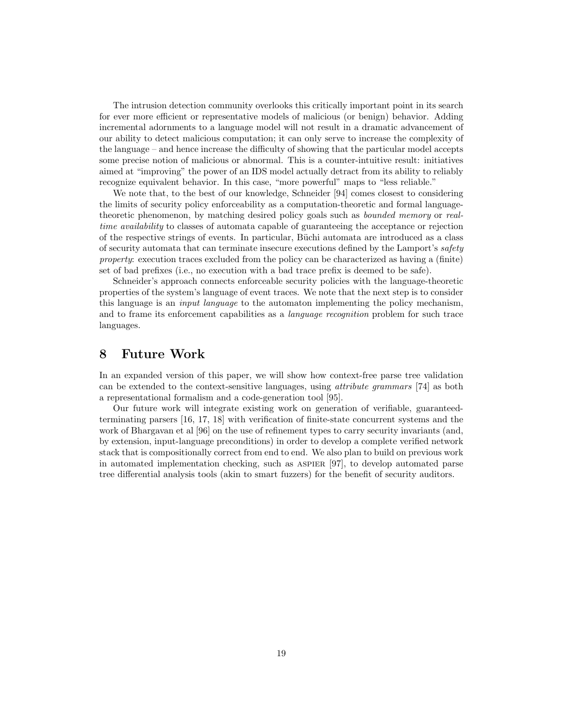The intrusion detection community overlooks this critically important point in its search for ever more efficient or representative models of malicious (or benign) behavior. Adding incremental adornments to a language model will not result in a dramatic advancement of our ability to detect malicious computation; it can only serve to increase the complexity of the language – and hence increase the difficulty of showing that the particular model accepts some precise notion of malicious or abnormal. This is a counter-intuitive result: initiatives aimed at "improving" the power of an IDS model actually detract from its ability to reliably recognize equivalent behavior. In this case, "more powerful" maps to "less reliable."

We note that, to the best of our knowledge, Schneider [94] comes closest to considering the limits of security policy enforceability as a computation-theoretic and formal language-theoretic phenomenon, by matching desired policy goals such as *bounded memory* or *real-time availability* to classes of automata capable of guaranteeing the acceptance or rejection of the respective strings of events. In particular, Büchi automata are introduced as a class of security automata that can terminate insecure executions defined by the Lamport's *safety property*: execution traces excluded from the policy can be characterized as having a (finite) set of bad prefixes (i.e., no execution with a bad trace prefix is deemed to be safe).

Schneider's approach connects enforceable security policies with the language-theoretic properties of the system's language of event traces. We note that the next step is to consider this language is an *input language* to the automaton implementing the policy mechanism, and to frame its enforcement capabilities as a *language recognition* problem for such trace languages.

## 8 Future Work

In an expanded version of this paper, we will show how context-free parse tree validation can be extended to the context-sensitive languages, using *attribute grammars* [74] as both a representational formalism and a code-generation tool [95].

Our future work will integrate existing work on generation of verifiable, guaranteed-terminating parsers [16, 17, 18] with verification of finite-state concurrent systems and the work of Bhargavan et al [96] on the use of refinement types to carry security invariants (and, by extension, input-language preconditions) in order to develop a complete verified network stack that is compositionally correct from end to end. We also plan to build on previous work in automated implementation checking, such as ASPIER [97], to develop automated parse tree differential analysis tools (akin to smart fuzzers) for the benefit of security auditors.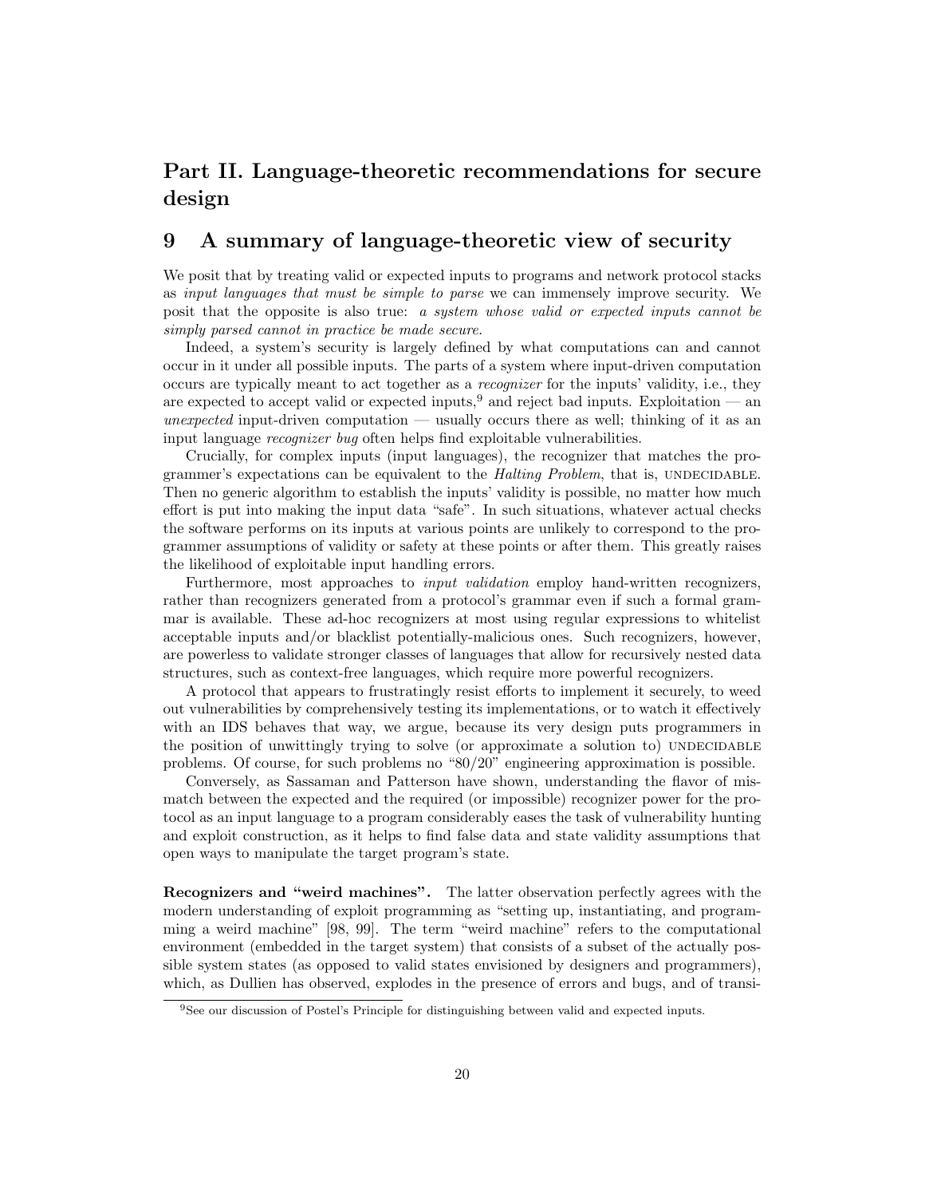# Part II. Language-theoretic recommendations for secure design

## 9 A summary of language-theoretic view of security

We posit that by treating valid or expected inputs to programs and network protocol stacks as *input languages that must be simple to parse* we can immensely improve security. We posit that the opposite is also true: *a system whose valid or expected inputs cannot be simply parsed cannot in practice be made secure.*

Indeed, a system's security is largely defined by what computations can and cannot occur in it under all possible inputs. The parts of a system where input-driven computation occurs are typically meant to act together as a *recognizer* for the inputs' validity, i.e., they are expected to accept valid or expected inputs,[9] and reject bad inputs. Exploitation — an *unexpected* input-driven computation — usually occurs there as well; thinking of it as an input language *recognizer bug* often helps find exploitable vulnerabilities.

Crucially, for complex inputs (input languages), the recognizer that matches the programmer's expectations can be equivalent to the *Halting Problem*, that is, UNDECIDABLE. Then no generic algorithm to establish the inputs' validity is possible, no matter how much effort is put into making the input data "safe". In such situations, whatever actual checks the software performs on its inputs at various points are unlikely to correspond to the programmer assumptions of validity or safety at these points or after them. This greatly raises the likelihood of exploitable input handling errors.

Furthermore, most approaches to *input validation* employ hand-written recognizers, rather than recognizers generated from a protocol's grammar even if such a formal grammar is available. These ad-hoc recognizers at most using regular expressions to whitelist acceptable inputs and/or blacklist potentially-malicious ones. Such recognizers, however, are powerless to validate stronger classes of languages that allow for recursively nested data structures, such as context-free languages, which require more powerful recognizers.

A protocol that appears to frustratingly resist efforts to implement it securely, to weed out vulnerabilities by comprehensively testing its implementations, or to watch it effectively with an IDS behaves that way, we argue, because its very design puts programmers in the position of unwittingly trying to solve (or approximate a solution to) UNDECIDABLE problems. Of course, for such problems no "80/20" engineering approximation is possible.

Conversely, as Sassaman and Patterson have shown, understanding the flavor of mismatch between the expected and the required (or impossible) recognizer power for the protocol as an input language to a program considerably eases the task of vulnerability hunting and exploit construction, as it helps to find false data and state validity assumptions that open ways to manipulate the target program's state.

**Recognizers and "weird machines".** The latter observation perfectly agrees with the modern understanding of exploit programming as "setting up, instantiating, and programming a weird machine" [98, 99]. The term "weird machine" refers to the computational environment (embedded in the target system) that consists of a subset of the actually possible system states (as opposed to valid states envisioned by designers and programmers), which, as Dullien has observed, explodes in the presence of errors and bugs, and of transi-

[9] See our discussion of Postel's Principle for distinguishing between valid and expected inputs.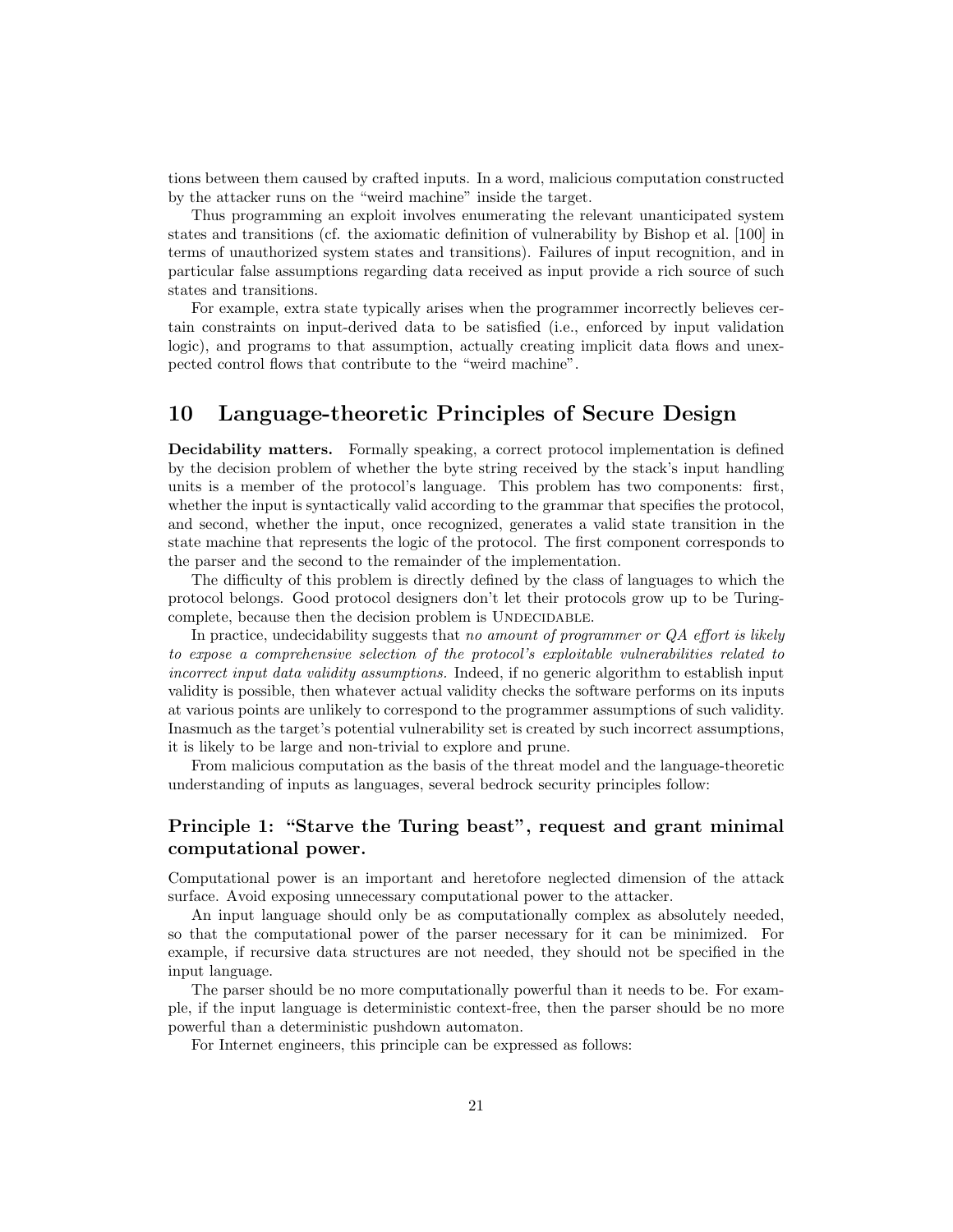tions between them caused by crafted inputs. In a word, malicious computation constructed by the attacker runs on the "weird machine" inside the target.

Thus programming an exploit involves enumerating the relevant unanticipated system states and transitions (cf. the axiomatic definition of vulnerability by Bishop et al. [100] in terms of unauthorized system states and transitions). Failures of input recognition, and in particular false assumptions regarding data received as input provide a rich source of such states and transitions.

For example, extra state typically arises when the programmer incorrectly believes certain constraints on input-derived data to be satisfied (i.e., enforced by input validation logic), and programs to that assumption, actually creating implicit data flows and unexpected control flows that contribute to the "weird machine".

# 10 Language-theoretic Principles of Secure Design

**Decidability matters.** Formally speaking, a correct protocol implementation is defined by the decision problem of whether the byte string received by the stack's input handling units is a member of the protocol's language. This problem has two components: first, whether the input is syntactically valid according to the grammar that specifies the protocol, and second, whether the input, once recognized, generates a valid state transition in the state machine that represents the logic of the protocol. The first component corresponds to the parser and the second to the remainder of the implementation.

The difficulty of this problem is directly defined by the class of languages to which the protocol belongs. Good protocol designers don't let their protocols grow up to be Turing-complete, because then the decision problem is UNDECIDABLE.

In practice, undecidability suggests that *no amount of programmer or QA effort is likely to expose a comprehensive selection of the protocol's exploitable vulnerabilities related to incorrect input data validity assumptions.* Indeed, if no generic algorithm to establish input validity is possible, then whatever actual validity checks the software performs on its inputs at various points are unlikely to correspond to the programmer assumptions of such validity. Inasmuch as the target's potential vulnerability set is created by such incorrect assumptions, it is likely to be large and non-trivial to explore and prune.

From malicious computation as the basis of the threat model and the language-theoretic understanding of inputs as languages, several bedrock security principles follow:

## Principle 1: "Starve the Turing beast", request and grant minimal computational power.

Computational power is an important and heretofore neglected dimension of the attack surface. Avoid exposing unnecessary computational power to the attacker.

An input language should only be as computationally complex as absolutely needed, so that the computational power of the parser necessary for it can be minimized. For example, if recursive data structures are not needed, they should not be specified in the input language.

The parser should be no more computationally powerful than it needs to be. For example, if the input language is deterministic context-free, then the parser should be no more powerful than a deterministic pushdown automaton.

For Internet engineers, this principle can be expressed as follows: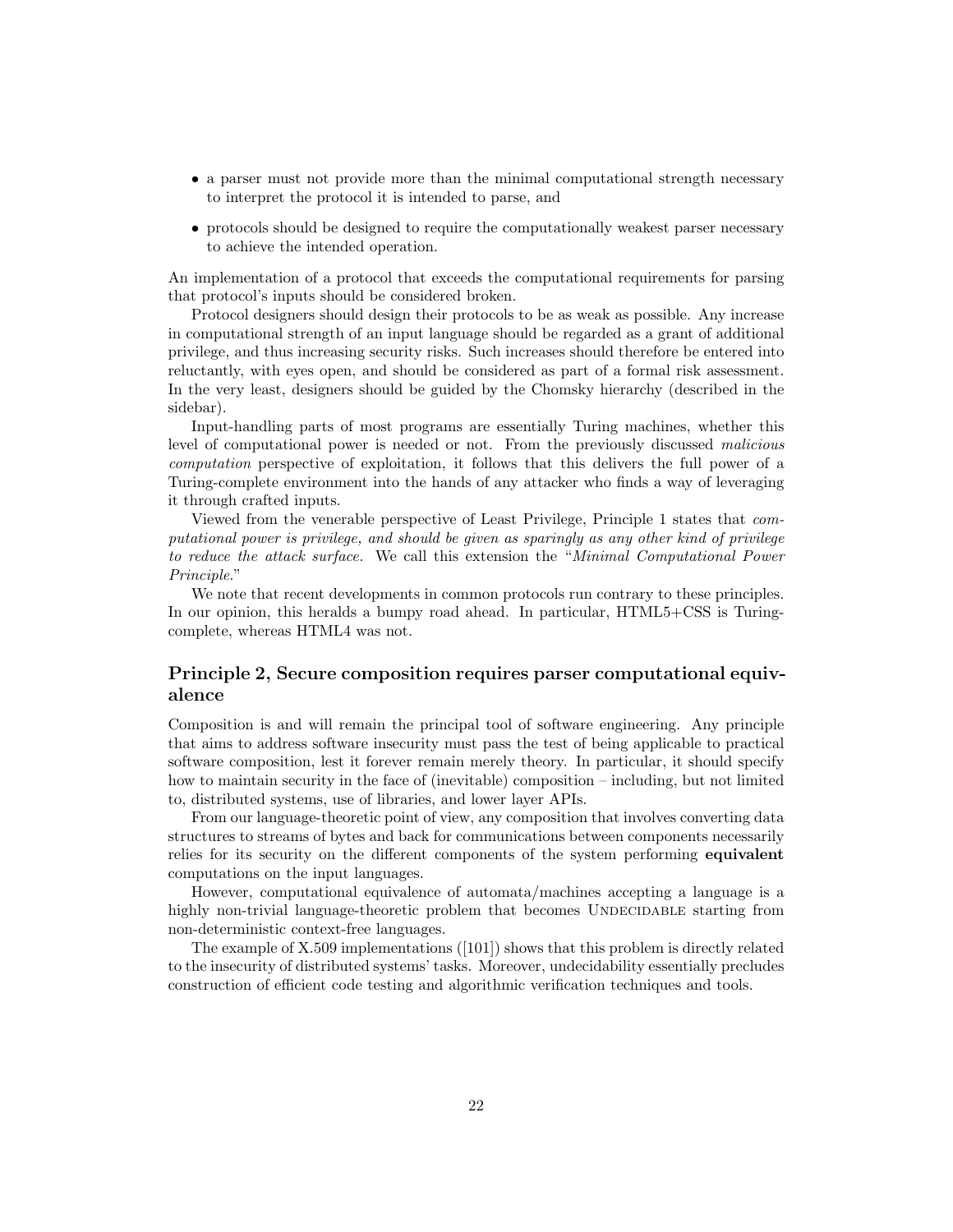- a parser must not provide more than the minimal computational strength necessary to interpret the protocol it is intended to parse, and
- protocols should be designed to require the computationally weakest parser necessary to achieve the intended operation.

An implementation of a protocol that exceeds the computational requirements for parsing that protocol's inputs should be considered broken.

Protocol designers should design their protocols to be as weak as possible. Any increase in computational strength of an input language should be regarded as a grant of additional privilege, and thus increasing security risks. Such increases should therefore be entered into reluctantly, with eyes open, and should be considered as part of a formal risk assessment. In the very least, designers should be guided by the Chomsky hierarchy (described in the sidebar).

Input-handling parts of most programs are essentially Turing machines, whether this level of computational power is needed or not. From the previously discussed *malicious computation* perspective of exploitation, it follows that this delivers the full power of a Turing-complete environment into the hands of any attacker who finds a way of leveraging it through crafted inputs.

Viewed from the venerable perspective of Least Privilege, Principle 1 states that *computational power is privilege, and should be given as sparingly as any other kind of privilege to reduce the attack surface.* We call this extension the "*Minimal Computational Power Principle*."

We note that recent developments in common protocols run contrary to these principles. In our opinion, this heralds a bumpy road ahead. In particular, HTML5+CSS is Turing-complete, whereas HTML4 was not.

## Principle 2, Secure composition requires parser computational equivalence

Composition is and will remain the principal tool of software engineering. Any principle that aims to address software insecurity must pass the test of being applicable to practical software composition, lest it forever remain merely theory. In particular, it should specify how to maintain security in the face of (inevitable) composition – including, but not limited to, distributed systems, use of libraries, and lower layer APIs.

From our language-theoretic point of view, any composition that involves converting data structures to streams of bytes and back for communications between components necessarily relies for its security on the different components of the system performing **equivalent** computations on the input languages.

However, computational equivalence of automata/machines accepting a language is a highly non-trivial language-theoretic problem that becomes UNDECIDABLE starting from non-deterministic context-free languages.

The example of X.509 implementations ([101]) shows that this problem is directly related to the insecurity of distributed systems' tasks. Moreover, undecidability essentially precludes construction of efficient code testing and algorithmic verification techniques and tools.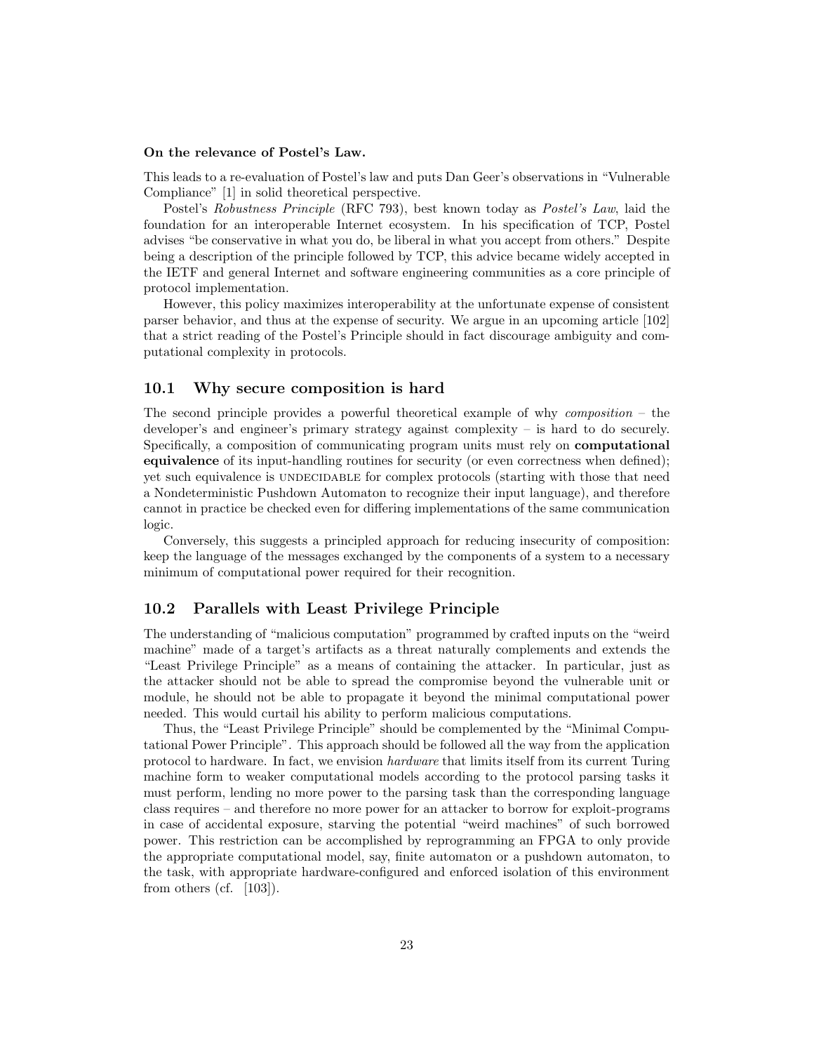**On the relevance of Postel's Law.**

This leads to a re-evaluation of Postel's law and puts Dan Geer's observations in "Vulnerable Compliance" [1] in solid theoretical perspective.

Postel's *Robustness Principle* (RFC 793), best known today as *Postel's Law*, laid the foundation for an interoperable Internet ecosystem. In his specification of TCP, Postel advises "be conservative in what you do, be liberal in what you accept from others." Despite being a description of the principle followed by TCP, this advice became widely accepted in the IETF and general Internet and software engineering communities as a core principle of protocol implementation.

However, this policy maximizes interoperability at the unfortunate expense of consistent parser behavior, and thus at the expense of security. We argue in an upcoming article [102] that a strict reading of the Postel's Principle should in fact discourage ambiguity and computational complexity in protocols.

## 10.1 Why secure composition is hard

The second principle provides a powerful theoretical example of why *composition* – the developer's and engineer's primary strategy against complexity – is hard to do securely. Specifically, a composition of communicating program units must rely on **computational equivalence** of its input-handling routines for security (or even correctness when defined); yet such equivalence is UNDECIDABLE for complex protocols (starting with those that need a Nondeterministic Pushdown Automaton to recognize their input language), and therefore cannot in practice be checked even for differing implementations of the same communication logic.

Conversely, this suggests a principled approach for reducing insecurity of composition: keep the language of the messages exchanged by the components of a system to a necessary minimum of computational power required for their recognition.

## 10.2 Parallels with Least Privilege Principle

The understanding of "malicious computation" programmed by crafted inputs on the "weird machine" made of a target's artifacts as a threat naturally complements and extends the "Least Privilege Principle" as a means of containing the attacker. In particular, just as the attacker should not be able to spread the compromise beyond the vulnerable unit or module, he should not be able to propagate it beyond the minimal computational power needed. This would curtail his ability to perform malicious computations.

Thus, the "Least Privilege Principle" should be complemented by the "Minimal Computational Power Principle". This approach should be followed all the way from the application protocol to hardware. In fact, we envision *hardware* that limits itself from its current Turing machine form to weaker computational models according to the protocol parsing tasks it must perform, lending no more power to the parsing task than the corresponding language class requires – and therefore no more power for an attacker to borrow for exploit-programs in case of accidental exposure, starving the potential "weird machines" of such borrowed power. This restriction can be accomplished by reprogramming an FPGA to only provide the appropriate computational model, say, finite automaton or a pushdown automaton, to the task, with appropriate hardware-configured and enforced isolation of this environment from others (cf. [103]).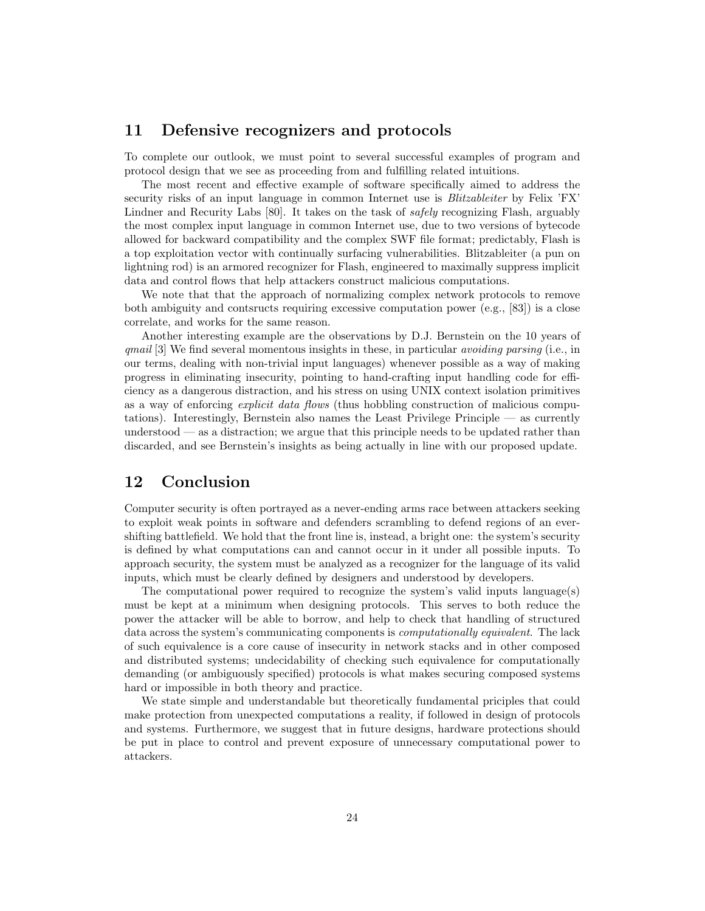## 11 Defensive recognizers and protocols

To complete our outlook, we must point to several successful examples of program and protocol design that we see as proceeding from and fulfilling related intuitions.

The most recent and effective example of software specifically aimed to address the security risks of an input language in common Internet use is *Blitzableiter* by Felix 'FX' Lindner and Recurity Labs [80]. It takes on the task of *safely* recognizing Flash, arguably the most complex input language in common Internet use, due to two versions of bytecode allowed for backward compatibility and the complex SWF file format; predictably, Flash is a top exploitation vector with continually surfacing vulnerabilities. Blitzableiter (a pun on lightning rod) is an armored recognizer for Flash, engineered to maximally suppress implicit data and control flows that help attackers construct malicious computations.

We note that that the approach of normalizing complex network protocols to remove both ambiguity and contsructs requiring excessive computation power (e.g., [83]) is a close correlate, and works for the same reason.

Another interesting example are the observations by D.J. Bernstein on the 10 years of *qmail* [3] We find several momentous insights in these, in particular *avoiding parsing* (i.e., in our terms, dealing with non-trivial input languages) whenever possible as a way of making progress in eliminating insecurity, pointing to hand-crafting input handling code for efficiency as a dangerous distraction, and his stress on using UNIX context isolation primitives as a way of enforcing *explicit data flows* (thus hobbling construction of malicious computations). Interestingly, Bernstein also names the Least Privilege Principle — as currently understood — as a distraction; we argue that this principle needs to be updated rather than discarded, and see Bernstein's insights as being actually in line with our proposed update.

## 12 Conclusion

Computer security is often portrayed as a never-ending arms race between attackers seeking to exploit weak points in software and defenders scrambling to defend regions of an ever-shifting battlefield. We hold that the front line is, instead, a bright one: the system's security is defined by what computations can and cannot occur in it under all possible inputs. To approach security, the system must be analyzed as a recognizer for the language of its valid inputs, which must be clearly defined by designers and understood by developers.

The computational power required to recognize the system's valid inputs language(s) must be kept at a minimum when designing protocols. This serves to both reduce the power the attacker will be able to borrow, and help to check that handling of structured data across the system's communicating components is *computationally equivalent*. The lack of such equivalence is a core cause of insecurity in network stacks and in other composed and distributed systems; undecidability of checking such equivalence for computationally demanding (or ambiguously specified) protocols is what makes securing composed systems hard or impossible in both theory and practice.

We state simple and understandable but theoretically fundamental priciples that could make protection from unexpected computations a reality, if followed in design of protocols and systems. Furthermore, we suggest that in future designs, hardware protections should be put in place to control and prevent exposure of unnecessary computational power to attackers.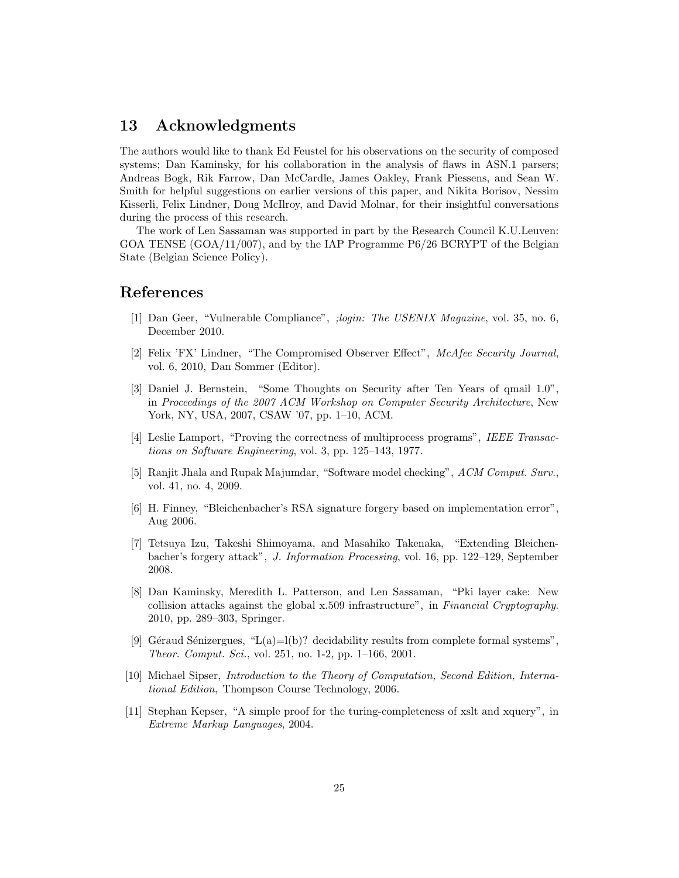## 13 Acknowledgments

The authors would like to thank Ed Feustel for his observations on the security of composed systems; Dan Kaminsky, for his collaboration in the analysis of flaws in ASN.1 parsers; Andreas Bogk, Rik Farrow, Dan McCardle, James Oakley, Frank Piessens, and Sean W. Smith for helpful suggestions on earlier versions of this paper, and Nikita Borisov, Nessim Kisserli, Felix Lindner, Doug McIlroy, and David Molnar, for their insightful conversations during the process of this research.

The work of Len Sassaman was supported in part by the Research Council K.U.Leuven: GOA TENSE (GOA/11/007), and by the IAP Programme P6/26 BCRYPT of the Belgian State (Belgian Science Policy).

## References

[1] Dan Geer, "Vulnerable Compliance", *;login: The USENIX Magazine*, vol. 35, no. 6, December 2010.

[2] Felix 'FX' Lindner, "The Compromised Observer Effect", *McAfee Security Journal*, vol. 6, 2010, Dan Sommer (Editor).

[3] Daniel J. Bernstein, "Some Thoughts on Security after Ten Years of qmail 1.0", in *Proceedings of the 2007 ACM Workshop on Computer Security Architecture*, New York, NY, USA, 2007, CSAW '07, pp. 1–10, ACM.

[4] Leslie Lamport, "Proving the correctness of multiprocess programs", *IEEE Transactions on Software Engineering*, vol. 3, pp. 125–143, 1977.

[5] Ranjit Jhala and Rupak Majumdar, "Software model checking", *ACM Comput. Surv.*, vol. 41, no. 4, 2009.

[6] H. Finney, "Bleichenbacher's RSA signature forgery based on implementation error", Aug 2006.

[7] Tetsuya Izu, Takeshi Shimoyama, and Masahiko Takenaka, "Extending Bleichenbacher's forgery attack", *J. Information Processing*, vol. 16, pp. 122–129, September 2008.

[8] Dan Kaminsky, Meredith L. Patterson, and Len Sassaman, "Pki layer cake: New collision attacks against the global x.509 infrastructure", in *Financial Cryptography*. 2010, pp. 289–303, Springer.

[9] Géraud Sénizergues, "L(a)=l(b)? decidability results from complete formal systems", *Theor. Comput. Sci.*, vol. 251, no. 1-2, pp. 1–166, 2001.

[10] Michael Sipser, *Introduction to the Theory of Computation, Second Edition, International Edition*, Thompson Course Technology, 2006.

[11] Stephan Kepser, "A simple proof for the turing-completeness of xslt and xquery", in *Extreme Markup Languages*, 2004.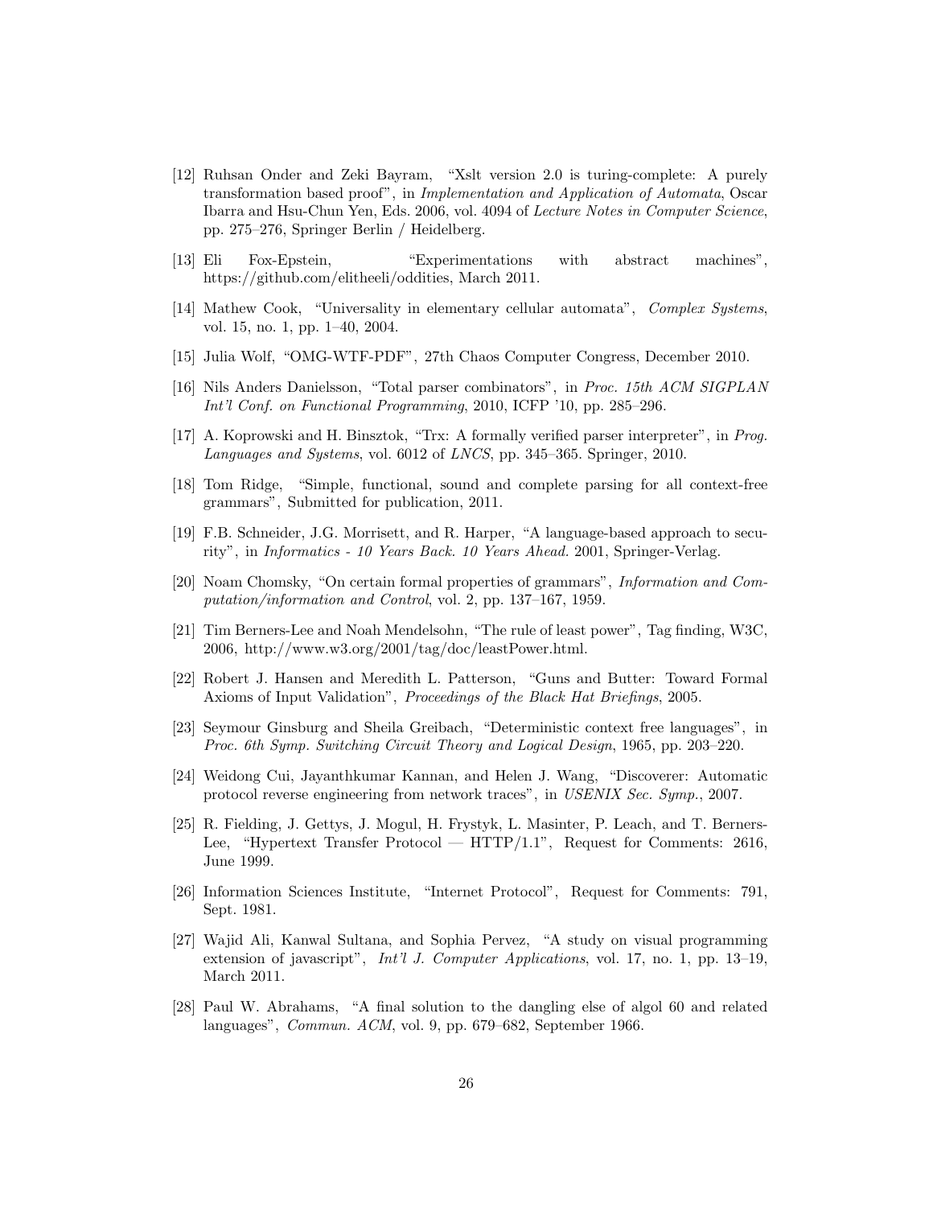[12] Ruhsan Onder and Zeki Bayram, "Xslt version 2.0 is turing-complete: A purely transformation based proof", in *Implementation and Application of Automata*, Oscar Ibarra and Hsu-Chun Yen, Eds. 2006, vol. 4094 of *Lecture Notes in Computer Science*, pp. 275–276, Springer Berlin / Heidelberg.

[13] Eli Fox-Epstein, "Experimentations with abstract machines", https://github.com/elitheeli/oddities, March 2011.

[14] Mathew Cook, "Universality in elementary cellular automata", *Complex Systems*, vol. 15, no. 1, pp. 1–40, 2004.

[15] Julia Wolf, "OMG-WTF-PDF", 27th Chaos Computer Congress, December 2010.

[16] Nils Anders Danielsson, "Total parser combinators", in *Proc. 15th ACM SIGPLAN Int'l Conf. on Functional Programming*, 2010, ICFP '10, pp. 285–296.

[17] A. Koprowski and H. Binsztok, "Trx: A formally verified parser interpreter", in *Prog. Languages and Systems*, vol. 6012 of *LNCS*, pp. 345–365. Springer, 2010.

[18] Tom Ridge, "Simple, functional, sound and complete parsing for all context-free grammars", Submitted for publication, 2011.

[19] F.B. Schneider, J.G. Morrisett, and R. Harper, "A language-based approach to security", in *Informatics - 10 Years Back. 10 Years Ahead.* 2001, Springer-Verlag.

[20] Noam Chomsky, "On certain formal properties of grammars", *Information and Computation/information and Control*, vol. 2, pp. 137–167, 1959.

[21] Tim Berners-Lee and Noah Mendelsohn, "The rule of least power", Tag finding, W3C, 2006, http://www.w3.org/2001/tag/doc/leastPower.html.

[22] Robert J. Hansen and Meredith L. Patterson, "Guns and Butter: Toward Formal Axioms of Input Validation", *Proceedings of the Black Hat Briefings*, 2005.

[23] Seymour Ginsburg and Sheila Greibach, "Deterministic context free languages", in *Proc. 6th Symp. Switching Circuit Theory and Logical Design*, 1965, pp. 203–220.

[24] Weidong Cui, Jayanthkumar Kannan, and Helen J. Wang, "Discoverer: Automatic protocol reverse engineering from network traces", in *USENIX Sec. Symp.*, 2007.

[25] R. Fielding, J. Gettys, J. Mogul, H. Frystyk, L. Masinter, P. Leach, and T. Berners-Lee, "Hypertext Transfer Protocol — HTTP/1.1", Request for Comments: 2616, June 1999.

[26] Information Sciences Institute, "Internet Protocol", Request for Comments: 791, Sept. 1981.

[27] Wajid Ali, Kanwal Sultana, and Sophia Pervez, "A study on visual programming extension of javascript", *Int'l J. Computer Applications*, vol. 17, no. 1, pp. 13–19, March 2011.

[28] Paul W. Abrahams, "A final solution to the dangling else of algol 60 and related languages", *Commun. ACM*, vol. 9, pp. 679–682, September 1966.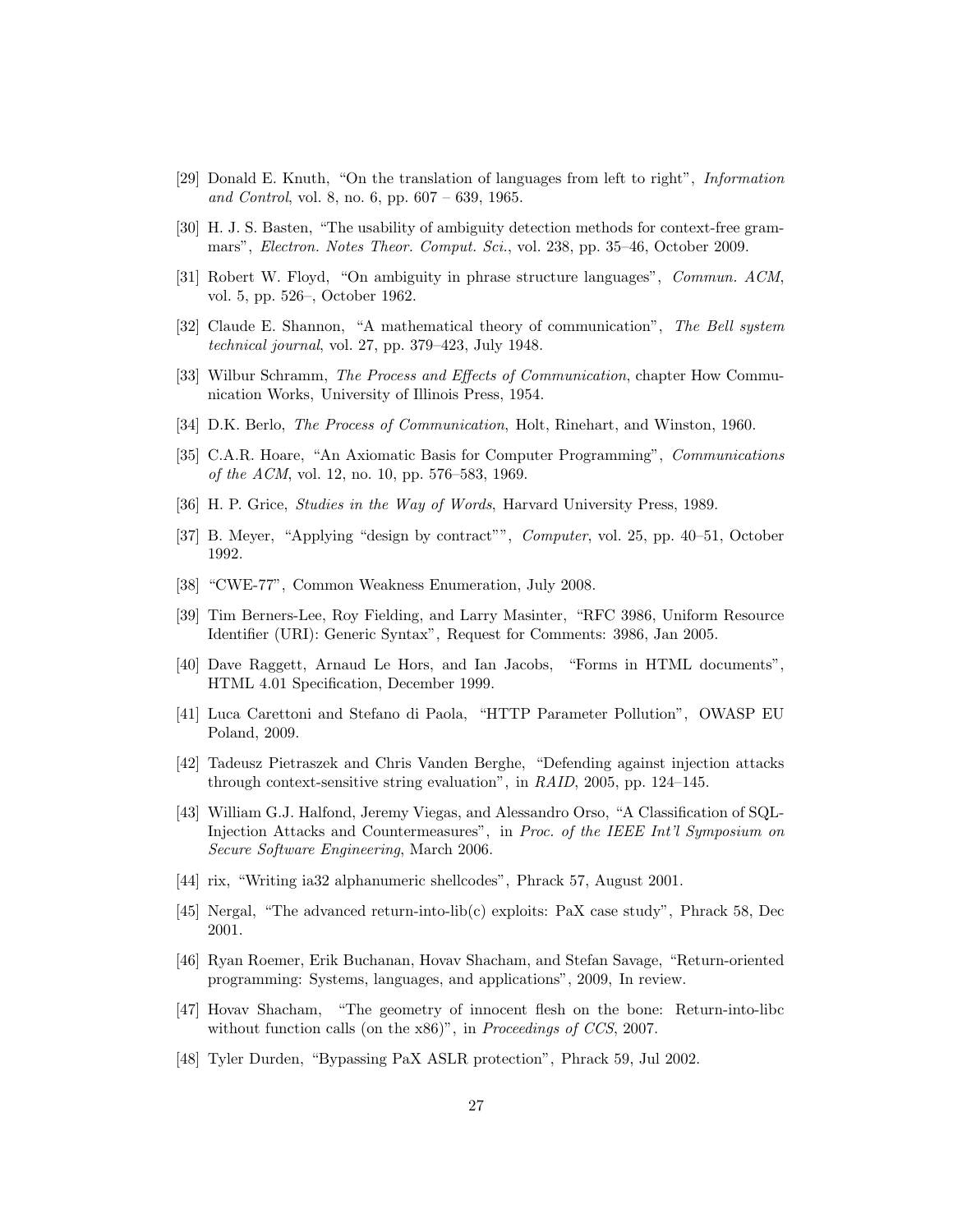[29] Donald E. Knuth, "On the translation of languages from left to right", *Information and Control*, vol. 8, no. 6, pp. 607 – 639, 1965.

[30] H. J. S. Basten, "The usability of ambiguity detection methods for context-free grammars", *Electron. Notes Theor. Comput. Sci.*, vol. 238, pp. 35–46, October 2009.

[31] Robert W. Floyd, "On ambiguity in phrase structure languages", *Commun. ACM*, vol. 5, pp. 526–, October 1962.

[32] Claude E. Shannon, "A mathematical theory of communication", *The Bell system technical journal*, vol. 27, pp. 379–423, July 1948.

[33] Wilbur Schramm, *The Process and Effects of Communication*, chapter How Communication Works, University of Illinois Press, 1954.

[34] D.K. Berlo, *The Process of Communication*, Holt, Rinehart, and Winston, 1960.

[35] C.A.R. Hoare, "An Axiomatic Basis for Computer Programming", *Communications of the ACM*, vol. 12, no. 10, pp. 576–583, 1969.

[36] H. P. Grice, *Studies in the Way of Words*, Harvard University Press, 1989.

[37] B. Meyer, "Applying "design by contract"", *Computer*, vol. 25, pp. 40–51, October 1992.

[38] "CWE-77", Common Weakness Enumeration, July 2008.

[39] Tim Berners-Lee, Roy Fielding, and Larry Masinter, "RFC 3986, Uniform Resource Identifier (URI): Generic Syntax", Request for Comments: 3986, Jan 2005.

[40] Dave Raggett, Arnaud Le Hors, and Ian Jacobs, "Forms in HTML documents", HTML 4.01 Specification, December 1999.

[41] Luca Carettoni and Stefano di Paola, "HTTP Parameter Pollution", OWASP EU Poland, 2009.

[42] Tadeusz Pietraszek and Chris Vanden Berghe, "Defending against injection attacks through context-sensitive string evaluation", in *RAID*, 2005, pp. 124–145.

[43] William G.J. Halfond, Jeremy Viegas, and Alessandro Orso, "A Classification of SQL-Injection Attacks and Countermeasures", in *Proc. of the IEEE Int'l Symposium on Secure Software Engineering*, March 2006.

[44] rix, "Writing ia32 alphanumeric shellcodes", Phrack 57, August 2001.

[45] Nergal, "The advanced return-into-lib(c) exploits: PaX case study", Phrack 58, Dec 2001.

[46] Ryan Roemer, Erik Buchanan, Hovav Shacham, and Stefan Savage, "Return-oriented programming: Systems, languages, and applications", 2009, In review.

[47] Hovav Shacham, "The geometry of innocent flesh on the bone: Return-into-libc without function calls (on the x86)", in *Proceedings of CCS*, 2007.

[48] Tyler Durden, "Bypassing PaX ASLR protection", Phrack 59, Jul 2002.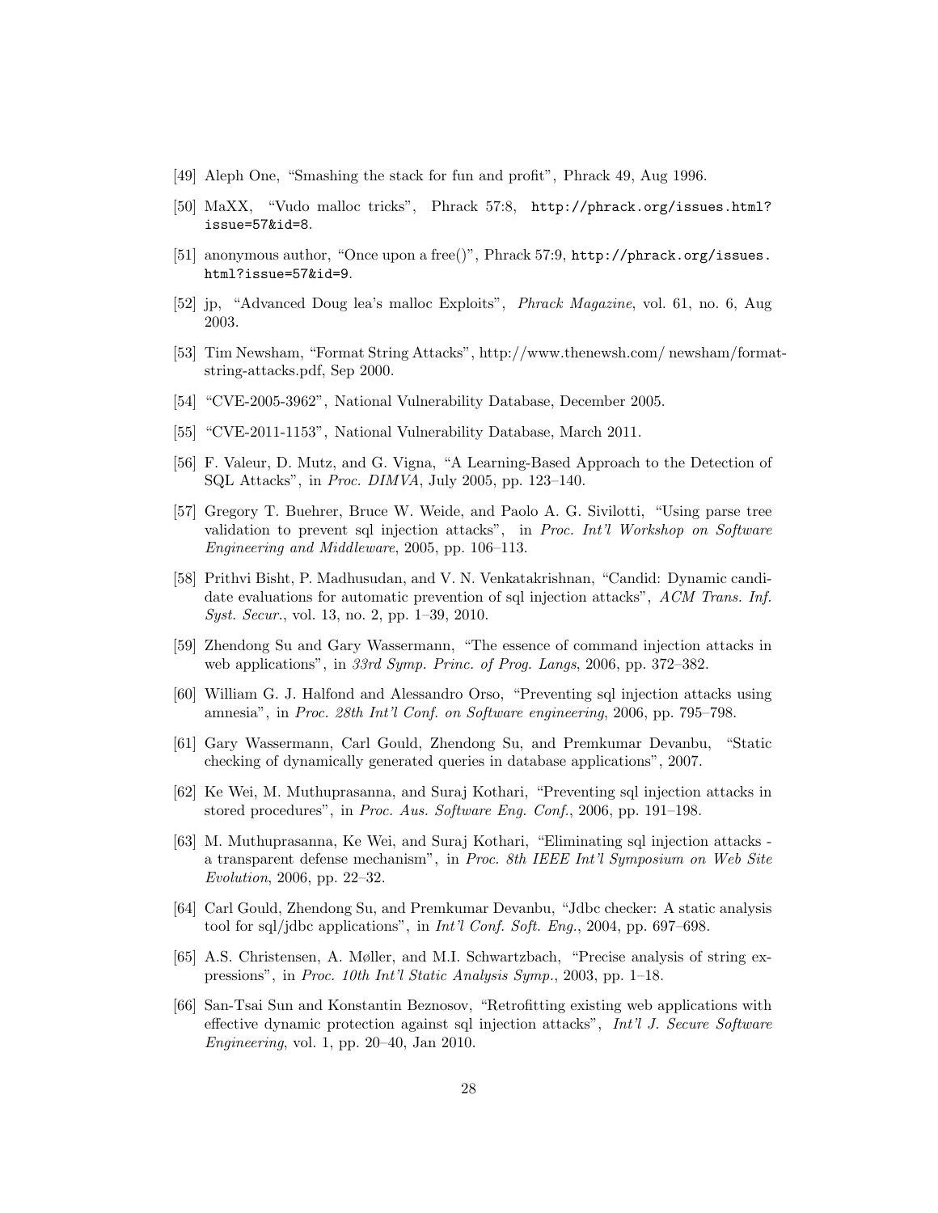[49] Aleph One, "Smashing the stack for fun and profit", Phrack 49, Aug 1996.

[50] MaXX, "Vudo malloc tricks", Phrack 57:8, `http://phrack.org/issues.html?issue=57&id=8`.

[51] anonymous author, "Once upon a free()", Phrack 57:9, `http://phrack.org/issues.html?issue=57&id=9`.

[52] jp, "Advanced Doug lea's malloc Exploits", *Phrack Magazine*, vol. 61, no. 6, Aug 2003.

[53] Tim Newsham, "Format String Attacks", http://www.thenewsh.com/ newsham/format-string-attacks.pdf, Sep 2000.

[54] "CVE-2005-3962", National Vulnerability Database, December 2005.

[55] "CVE-2011-1153", National Vulnerability Database, March 2011.

[56] F. Valeur, D. Mutz, and G. Vigna, "A Learning-Based Approach to the Detection of SQL Attacks", in *Proc. DIMVA*, July 2005, pp. 123–140.

[57] Gregory T. Buehrer, Bruce W. Weide, and Paolo A. G. Sivilotti, "Using parse tree validation to prevent sql injection attacks", in *Proc. Int'l Workshop on Software Engineering and Middleware*, 2005, pp. 106–113.

[58] Prithvi Bisht, P. Madhusudan, and V. N. Venkatakrishnan, "Candid: Dynamic candidate evaluations for automatic prevention of sql injection attacks", *ACM Trans. Inf. Syst. Secur.*, vol. 13, no. 2, pp. 1–39, 2010.

[59] Zhendong Su and Gary Wassermann, "The essence of command injection attacks in web applications", in *33rd Symp. Princ. of Prog. Langs*, 2006, pp. 372–382.

[60] William G. J. Halfond and Alessandro Orso, "Preventing sql injection attacks using amnesia", in *Proc. 28th Int'l Conf. on Software engineering*, 2006, pp. 795–798.

[61] Gary Wassermann, Carl Gould, Zhendong Su, and Premkumar Devanbu, "Static checking of dynamically generated queries in database applications", 2007.

[62] Ke Wei, M. Muthuprasanna, and Suraj Kothari, "Preventing sql injection attacks in stored procedures", in *Proc. Aus. Software Eng. Conf.*, 2006, pp. 191–198.

[63] M. Muthuprasanna, Ke Wei, and Suraj Kothari, "Eliminating sql injection attacks - a transparent defense mechanism", in *Proc. 8th IEEE Int'l Symposium on Web Site Evolution*, 2006, pp. 22–32.

[64] Carl Gould, Zhendong Su, and Premkumar Devanbu, "Jdbc checker: A static analysis tool for sql/jdbc applications", in *Int'l Conf. Soft. Eng.*, 2004, pp. 697–698.

[65] A.S. Christensen, A. Møller, and M.I. Schwartzbach, "Precise analysis of string expressions", in *Proc. 10th Int'l Static Analysis Symp.*, 2003, pp. 1–18.

[66] San-Tsai Sun and Konstantin Beznosov, "Retrofitting existing web applications with effective dynamic protection against sql injection attacks", *Int'l J. Secure Software Engineering*, vol. 1, pp. 20–40, Jan 2010.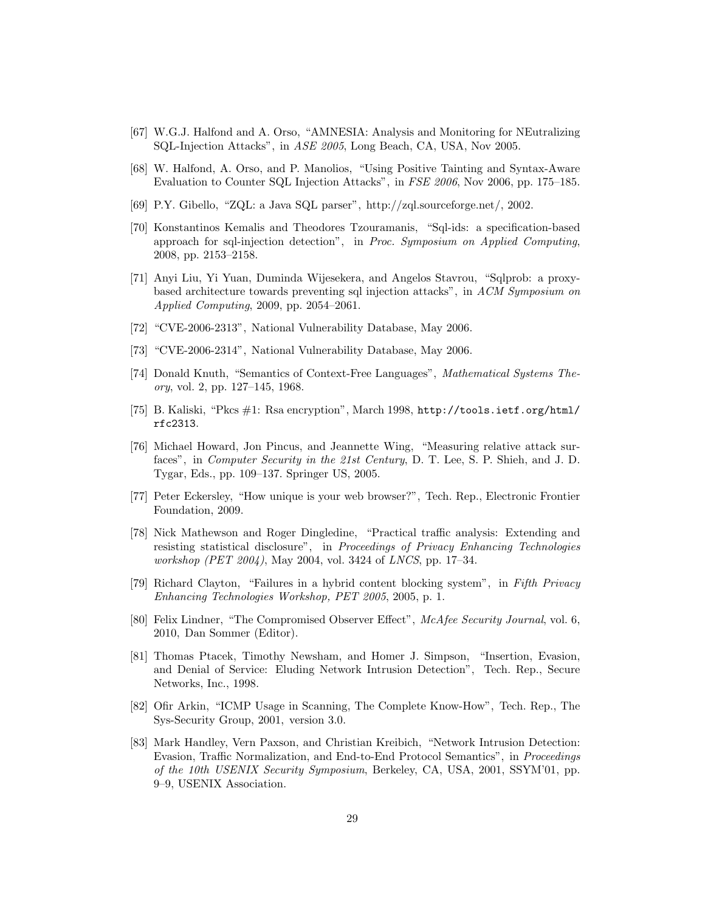[67] W.G.J. Halfond and A. Orso, "AMNESIA: Analysis and Monitoring for NEutralizing SQL-Injection Attacks", in *ASE 2005*, Long Beach, CA, USA, Nov 2005.

[68] W. Halfond, A. Orso, and P. Manolios, "Using Positive Tainting and Syntax-Aware Evaluation to Counter SQL Injection Attacks", in *FSE 2006*, Nov 2006, pp. 175–185.

[69] P.Y. Gibello, "ZQL: a Java SQL parser", http://zql.sourceforge.net/, 2002.

[70] Konstantinos Kemalis and Theodores Tzouramanis, "Sql-ids: a specification-based approach for sql-injection detection", in *Proc. Symposium on Applied Computing*, 2008, pp. 2153–2158.

[71] Anyi Liu, Yi Yuan, Duminda Wijesekera, and Angelos Stavrou, "Sqlprob: a proxy-based architecture towards preventing sql injection attacks", in *ACM Symposium on Applied Computing*, 2009, pp. 2054–2061.

[72] "CVE-2006-2313", National Vulnerability Database, May 2006.

[73] "CVE-2006-2314", National Vulnerability Database, May 2006.

[74] Donald Knuth, "Semantics of Context-Free Languages", *Mathematical Systems Theory*, vol. 2, pp. 127–145, 1968.

[75] B. Kaliski, "Pkcs #1: Rsa encryption", March 1998, `http://tools.ietf.org/html/rfc2313`.

[76] Michael Howard, Jon Pincus, and Jeannette Wing, "Measuring relative attack surfaces", in *Computer Security in the 21st Century*, D. T. Lee, S. P. Shieh, and J. D. Tygar, Eds., pp. 109–137. Springer US, 2005.

[77] Peter Eckersley, "How unique is your web browser?", Tech. Rep., Electronic Frontier Foundation, 2009.

[78] Nick Mathewson and Roger Dingledine, "Practical traffic analysis: Extending and resisting statistical disclosure", in *Proceedings of Privacy Enhancing Technologies workshop (PET 2004)*, May 2004, vol. 3424 of *LNCS*, pp. 17–34.

[79] Richard Clayton, "Failures in a hybrid content blocking system", in *Fifth Privacy Enhancing Technologies Workshop, PET 2005*, 2005, p. 1.

[80] Felix Lindner, "The Compromised Observer Effect", *McAfee Security Journal*, vol. 6, 2010, Dan Sommer (Editor).

[81] Thomas Ptacek, Timothy Newsham, and Homer J. Simpson, "Insertion, Evasion, and Denial of Service: Eluding Network Intrusion Detection", Tech. Rep., Secure Networks, Inc., 1998.

[82] Ofir Arkin, "ICMP Usage in Scanning, The Complete Know-How", Tech. Rep., The Sys-Security Group, 2001, version 3.0.

[83] Mark Handley, Vern Paxson, and Christian Kreibich, "Network Intrusion Detection: Evasion, Traffic Normalization, and End-to-End Protocol Semantics", in *Proceedings of the 10th USENIX Security Symposium*, Berkeley, CA, USA, 2001, SSYM'01, pp. 9–9, USENIX Association.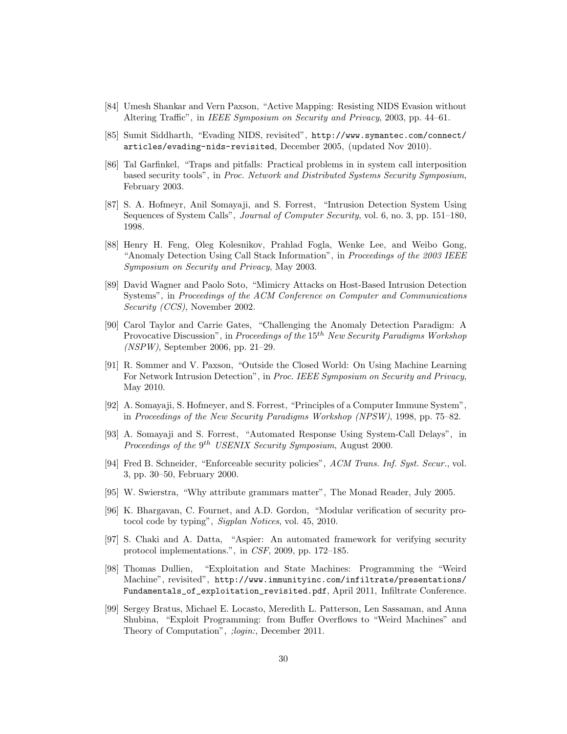[84] Umesh Shankar and Vern Paxson, "Active Mapping: Resisting NIDS Evasion without Altering Traffic", in *IEEE Symposium on Security and Privacy*, 2003, pp. 44–61.

[85] Sumit Siddharth, "Evading NIDS, revisited", `http://www.symantec.com/connect/articles/evading-nids-revisited`, December 2005, (updated Nov 2010).

[86] Tal Garfinkel, "Traps and pitfalls: Practical problems in in system call interposition based security tools", in *Proc. Network and Distributed Systems Security Symposium*, February 2003.

[87] S. A. Hofmeyr, Anil Somayaji, and S. Forrest, "Intrusion Detection System Using Sequences of System Calls", *Journal of Computer Security*, vol. 6, no. 3, pp. 151–180, 1998.

[88] Henry H. Feng, Oleg Kolesnikov, Prahlad Fogla, Wenke Lee, and Weibo Gong, "Anomaly Detection Using Call Stack Information", in *Proceedings of the 2003 IEEE Symposium on Security and Privacy*, May 2003.

[89] David Wagner and Paolo Soto, "Mimicry Attacks on Host-Based Intrusion Detection Systems", in *Proceedings of the ACM Conference on Computer and Communications Security (CCS)*, November 2002.

[90] Carol Taylor and Carrie Gates, "Challenging the Anomaly Detection Paradigm: A Provocative Discussion", in *Proceedings of the* $15^{th}$ *New Security Paradigms Workshop (NSPW)*, September 2006, pp. 21–29.

[91] R. Sommer and V. Paxson, "Outside the Closed World: On Using Machine Learning For Network Intrusion Detection", in *Proc. IEEE Symposium on Security and Privacy*, May 2010.

[92] A. Somayaji, S. Hofmeyer, and S. Forrest, "Principles of a Computer Immune System", in *Proceedings of the New Security Paradigms Workshop (NPSW)*, 1998, pp. 75–82.

[93] A. Somayaji and S. Forrest, "Automated Response Using System-Call Delays", in *Proceedings of the* $9^{th}$ *USENIX Security Symposium*, August 2000.

[94] Fred B. Schneider, "Enforceable security policies", *ACM Trans. Inf. Syst. Secur.*, vol. 3, pp. 30–50, February 2000.

[95] W. Swierstra, "Why attribute grammars matter", The Monad Reader, July 2005.

[96] K. Bhargavan, C. Fournet, and A.D. Gordon, "Modular verification of security protocol code by typing", *Sigplan Notices*, vol. 45, 2010.

[97] S. Chaki and A. Datta, "Aspier: An automated framework for verifying security protocol implementations.", in *CSF*, 2009, pp. 172–185.

[98] Thomas Dullien, "Exploitation and State Machines: Programming the "Weird Machine", revisited", `http://www.immunityinc.com/infiltrate/presentations/Fundamentals_of_exploitation_revisited.pdf`, April 2011, Infiltrate Conference.

[99] Sergey Bratus, Michael E. Locasto, Meredith L. Patterson, Len Sassaman, and Anna Shubina, "Exploit Programming: from Buffer Overflows to "Weird Machines" and Theory of Computation", *;login:*, December 2011.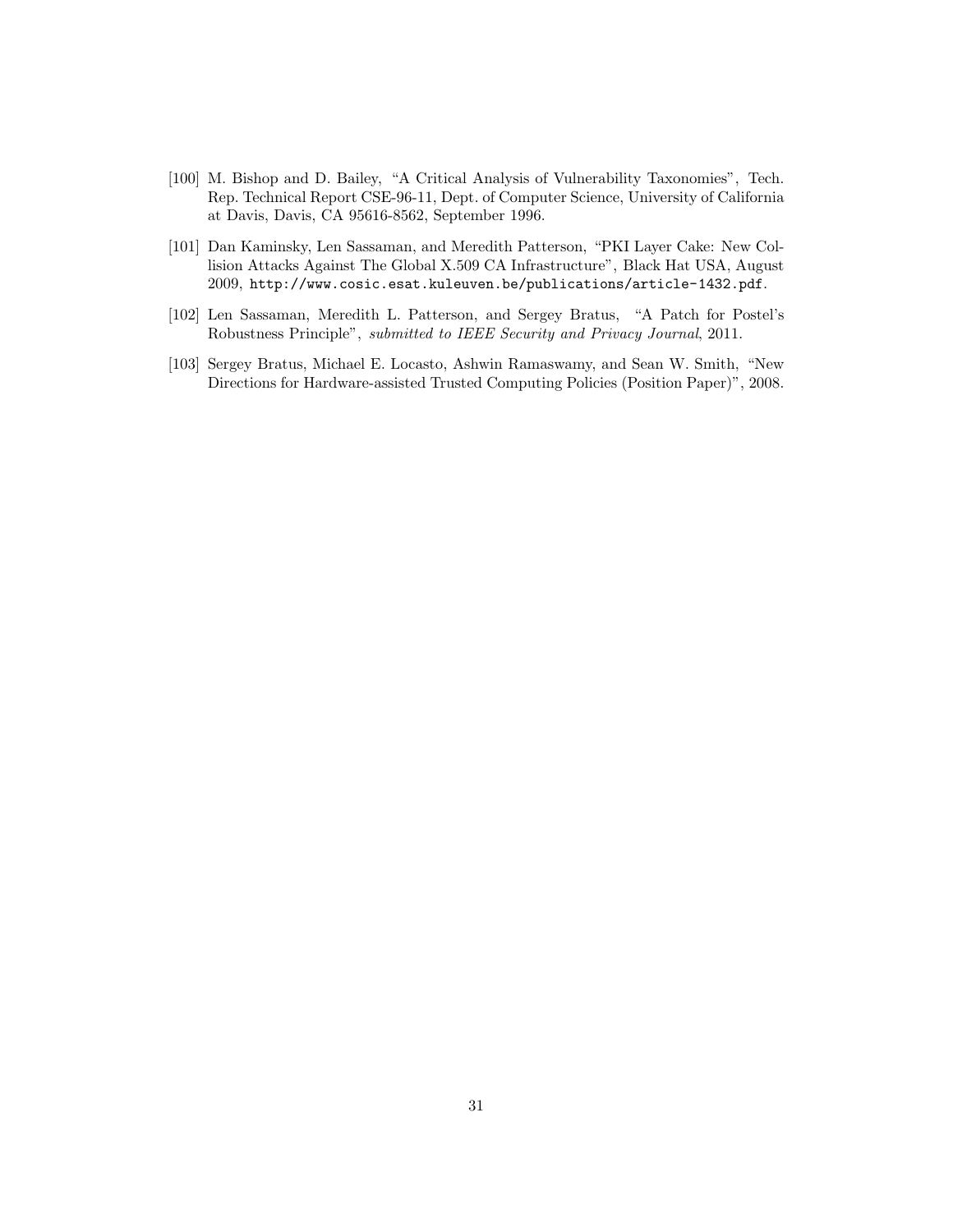[100] M. Bishop and D. Bailey, "A Critical Analysis of Vulnerability Taxonomies", Tech. Rep. Technical Report CSE-96-11, Dept. of Computer Science, University of California at Davis, Davis, CA 95616-8562, September 1996.

[101] Dan Kaminsky, Len Sassaman, and Meredith Patterson, "PKI Layer Cake: New Collision Attacks Against The Global X.509 CA Infrastructure", Black Hat USA, August 2009, `http://www.cosic.esat.kuleuven.be/publications/article-1432.pdf`.

[102] Len Sassaman, Meredith L. Patterson, and Sergey Bratus, "A Patch for Postel's Robustness Principle", *submitted to IEEE Security and Privacy Journal*, 2011.

[103] Sergey Bratus, Michael E. Locasto, Ashwin Ramaswamy, and Sean W. Smith, "New Directions for Hardware-assisted Trusted Computing Policies (Position Paper)", 2008.